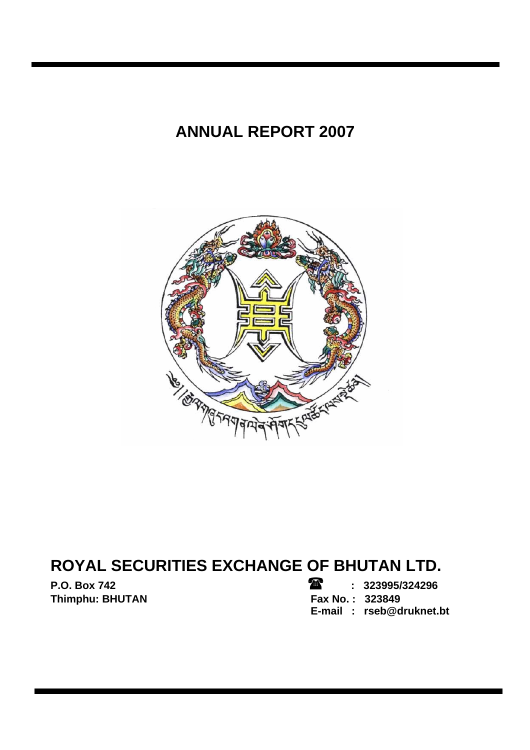# ANNUAL REPORT 2007

## ROYAL SECURITIES EXCHANGE OF BHUTAN LTD.

**P.O. Box 742**
**Thimphu: BHUTAN**

**☎ : 323995/324296**
**Fax No. : 323849**
**E-mail : rseb@druknet.bt**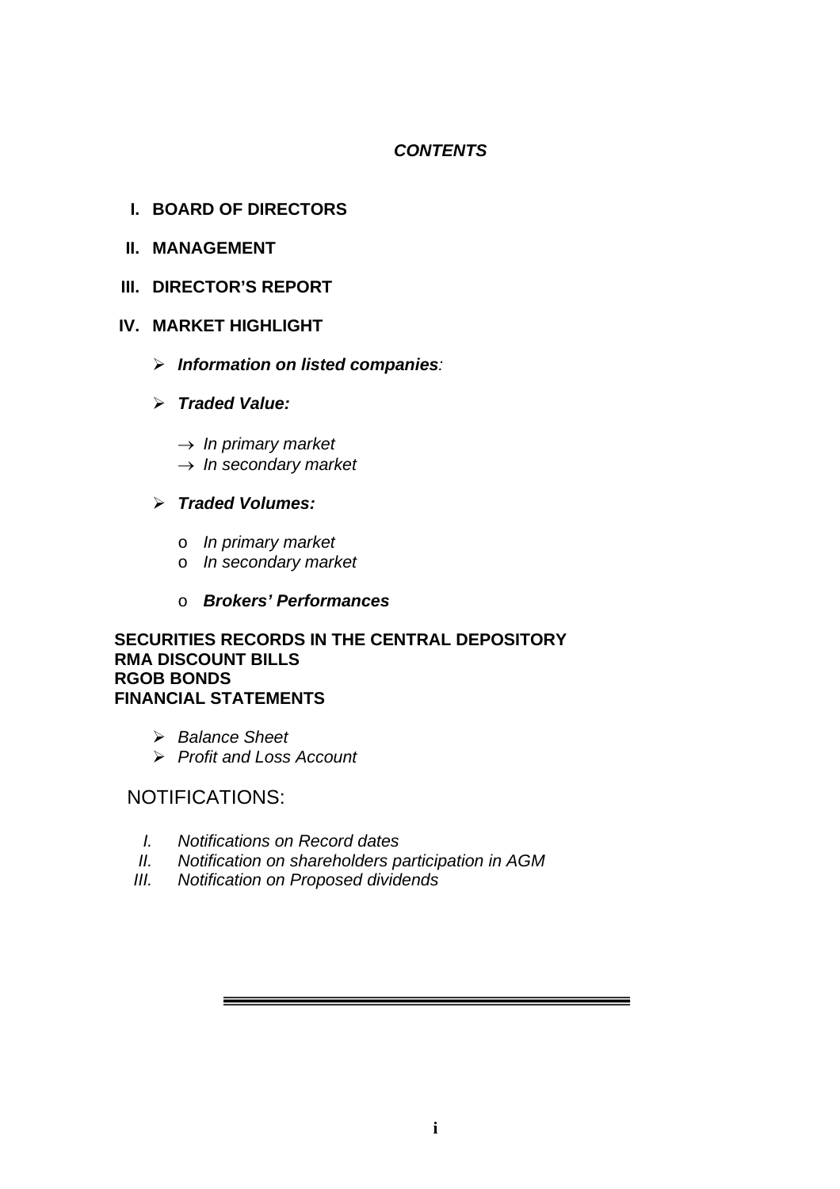# *CONTENTS*

I. **BOARD OF DIRECTORS**

II. **MANAGEMENT**

III. **DIRECTOR'S REPORT**

IV. **MARKET HIGHLIGHT**

- ***Information on listed companies***:
- ***Traded Value:***
  - → *In primary market*
  - → *In secondary market*
- ***Traded Volumes:***
  - o *In primary market*
  - o *In secondary market*
  - o ***Brokers' Performances***

**SECURITIES RECORDS IN THE CENTRAL DEPOSITORY**
**RMA DISCOUNT BILLS**
**RGOB BONDS**
**FINANCIAL STATEMENTS**

- *Balance Sheet*
- *Profit and Loss Account*

NOTIFICATIONS:

I. *Notifications on Record dates*
II. *Notification on shareholders participation in AGM*
III. *Notification on Proposed dividends*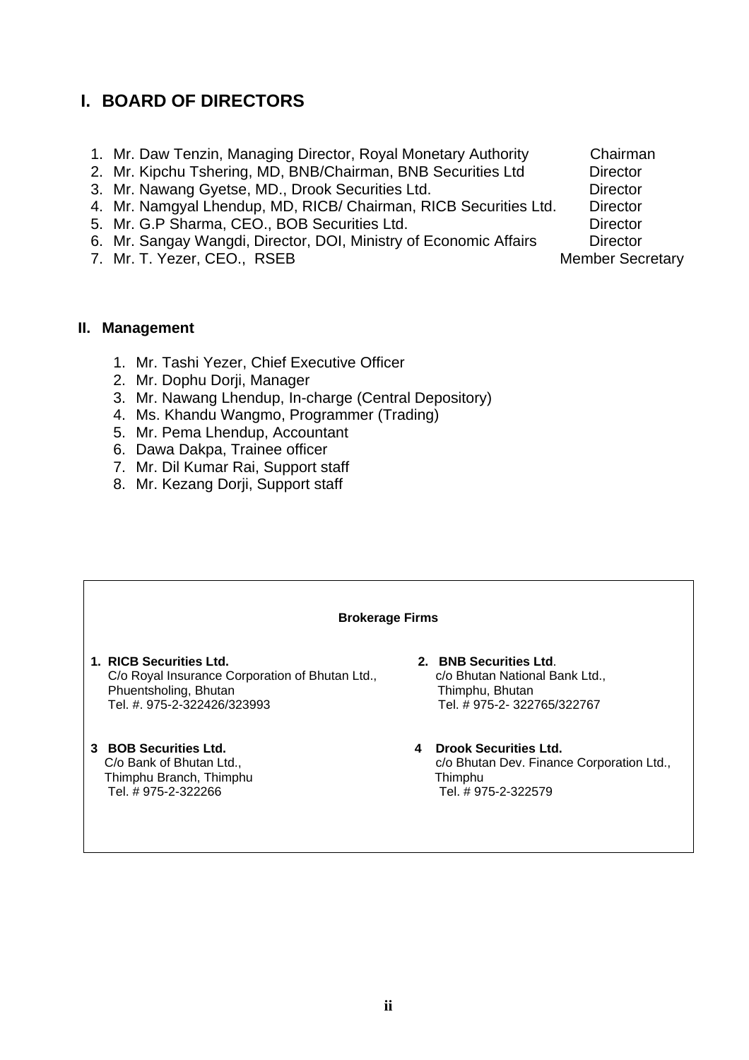## I. BOARD OF DIRECTORS

| | |
|---|---|
| 1. Mr. Daw Tenzin, Managing Director, Royal Monetary Authority | Chairman |
| 2. Mr. Kipchu Tshering, MD, BNB/Chairman, BNB Securities Ltd | Director |
| 3. Mr. Nawang Gyetse, MD., Drook Securities Ltd. | Director |
| 4. Mr. Namgyal Lhendup, MD, RICB/ Chairman, RICB Securities Ltd. | Director |
| 5. Mr. G.P Sharma, CEO., BOB Securities Ltd. | Director |
| 6. Mr. Sangay Wangdi, Director, DOI, Ministry of Economic Affairs | Director |
| 7. Mr. T. Yezer, CEO., RSEB | Member Secretary |

### II. Management

1. Mr. Tashi Yezer, Chief Executive Officer
2. Mr. Dophu Dorji, Manager
3. Mr. Nawang Lhendup, In-charge (Central Depository)
4. Ms. Khandu Wangmo, Programmer (Trading)
5. Mr. Pema Lhendup, Accountant
6. Dawa Dakpa, Trainee officer
7. Mr. Dil Kumar Rai, Support staff
8. Mr. Kezang Dorji, Support staff

**Brokerage Firms**

**1. RICB Securities Ltd.**
C/o Royal Insurance Corporation of Bhutan Ltd.,
Phuentsholing, Bhutan
Tel. #. 975-2-322426/323993

**2. BNB Securities Ltd**.
c/o Bhutan National Bank Ltd.,
Thimphu, Bhutan
Tel. # 975-2- 322765/322767

**3 BOB Securities Ltd.**
C/o Bank of Bhutan Ltd.,
Thimphu Branch, Thimphu
Tel. # 975-2-322266

**4 Drook Securities Ltd.**
c/o Bhutan Dev. Finance Corporation Ltd.,
Thimphu
Tel. # 975-2-322579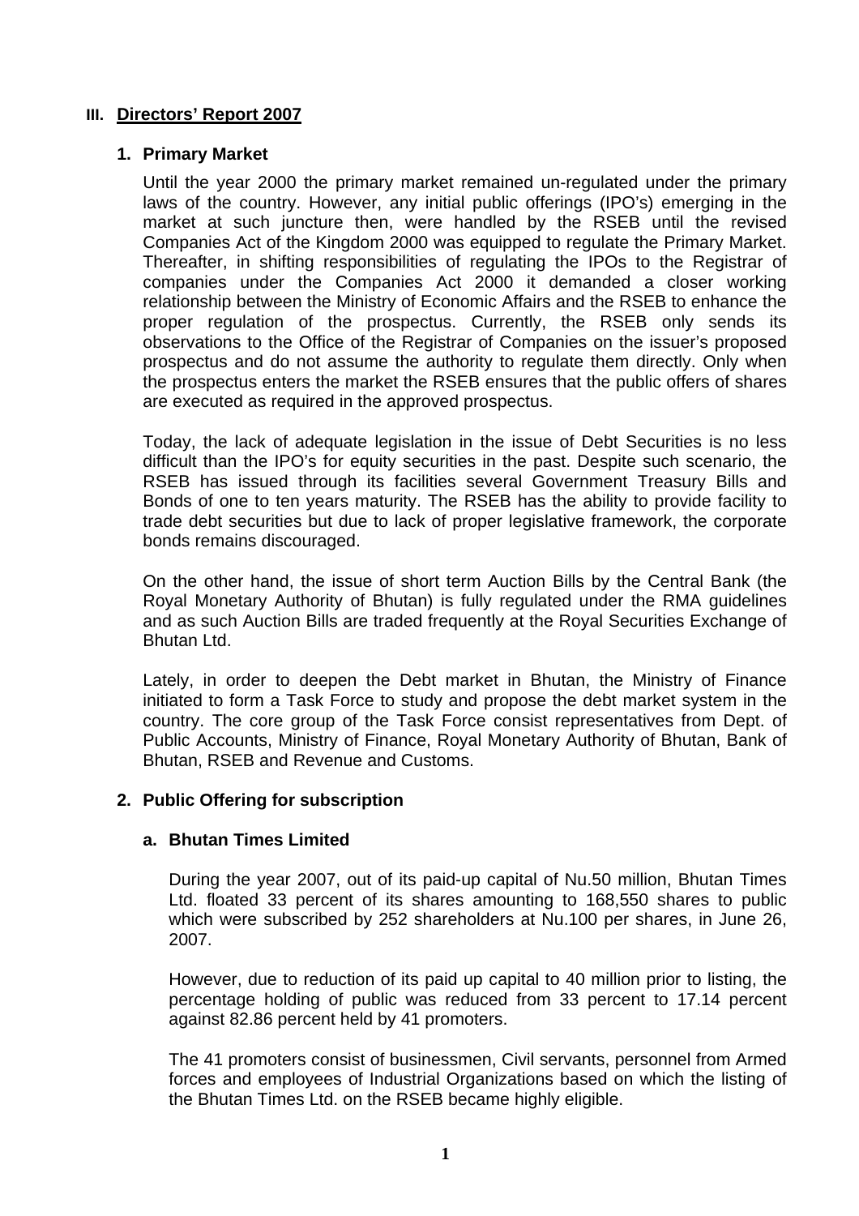## III. Directors' Report 2007

### 1. Primary Market

Until the year 2000 the primary market remained un-regulated under the primary laws of the country. However, any initial public offerings (IPO's) emerging in the market at such juncture then, were handled by the RSEB until the revised Companies Act of the Kingdom 2000 was equipped to regulate the Primary Market. Thereafter, in shifting responsibilities of regulating the IPOs to the Registrar of companies under the Companies Act 2000 it demanded a closer working relationship between the Ministry of Economic Affairs and the RSEB to enhance the proper regulation of the prospectus. Currently, the RSEB only sends its observations to the Office of the Registrar of Companies on the issuer's proposed prospectus and do not assume the authority to regulate them directly. Only when the prospectus enters the market the RSEB ensures that the public offers of shares are executed as required in the approved prospectus.

Today, the lack of adequate legislation in the issue of Debt Securities is no less difficult than the IPO's for equity securities in the past. Despite such scenario, the RSEB has issued through its facilities several Government Treasury Bills and Bonds of one to ten years maturity. The RSEB has the ability to provide facility to trade debt securities but due to lack of proper legislative framework, the corporate bonds remains discouraged.

On the other hand, the issue of short term Auction Bills by the Central Bank (the Royal Monetary Authority of Bhutan) is fully regulated under the RMA guidelines and as such Auction Bills are traded frequently at the Royal Securities Exchange of Bhutan Ltd.

Lately, in order to deepen the Debt market in Bhutan, the Ministry of Finance initiated to form a Task Force to study and propose the debt market system in the country. The core group of the Task Force consist representatives from Dept. of Public Accounts, Ministry of Finance, Royal Monetary Authority of Bhutan, Bank of Bhutan, RSEB and Revenue and Customs.

### 2. Public Offering for subscription

#### a. Bhutan Times Limited

During the year 2007, out of its paid-up capital of Nu.50 million, Bhutan Times Ltd. floated 33 percent of its shares amounting to 168,550 shares to public which were subscribed by 252 shareholders at Nu.100 per shares, in June 26, 2007.

However, due to reduction of its paid up capital to 40 million prior to listing, the percentage holding of public was reduced from 33 percent to 17.14 percent against 82.86 percent held by 41 promoters.

The 41 promoters consist of businessmen, Civil servants, personnel from Armed forces and employees of Industrial Organizations based on which the listing of the Bhutan Times Ltd. on the RSEB became highly eligible.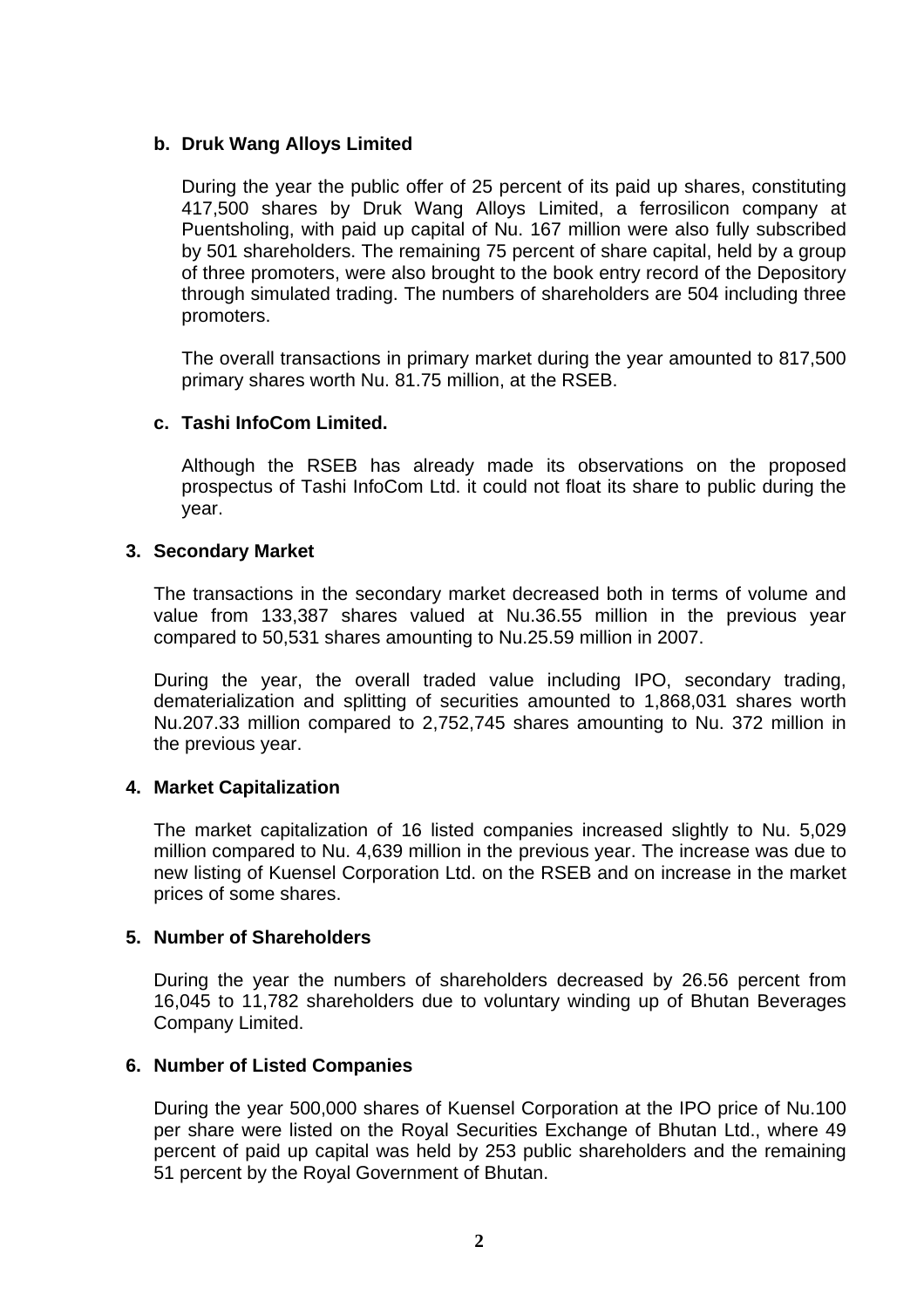**b. Druk Wang Alloys Limited**

During the year the public offer of 25 percent of its paid up shares, constituting 417,500 shares by Druk Wang Alloys Limited, a ferrosilicon company at Puentsholing, with paid up capital of Nu. 167 million were also fully subscribed by 501 shareholders. The remaining 75 percent of share capital, held by a group of three promoters, were also brought to the book entry record of the Depository through simulated trading. The numbers of shareholders are 504 including three promoters.

The overall transactions in primary market during the year amounted to 817,500 primary shares worth Nu. 81.75 million, at the RSEB.

**c. Tashi InfoCom Limited.**

Although the RSEB has already made its observations on the proposed prospectus of Tashi InfoCom Ltd. it could not float its share to public during the year.

**3. Secondary Market**

The transactions in the secondary market decreased both in terms of volume and value from 133,387 shares valued at Nu.36.55 million in the previous year compared to 50,531 shares amounting to Nu.25.59 million in 2007.

During the year, the overall traded value including IPO, secondary trading, dematerialization and splitting of securities amounted to 1,868,031 shares worth Nu.207.33 million compared to 2,752,745 shares amounting to Nu. 372 million in the previous year.

**4. Market Capitalization**

The market capitalization of 16 listed companies increased slightly to Nu. 5,029 million compared to Nu. 4,639 million in the previous year. The increase was due to new listing of Kuensel Corporation Ltd. on the RSEB and on increase in the market prices of some shares.

**5. Number of Shareholders**

During the year the numbers of shareholders decreased by 26.56 percent from 16,045 to 11,782 shareholders due to voluntary winding up of Bhutan Beverages Company Limited.

**6. Number of Listed Companies**

During the year 500,000 shares of Kuensel Corporation at the IPO price of Nu.100 per share were listed on the Royal Securities Exchange of Bhutan Ltd., where 49 percent of paid up capital was held by 253 public shareholders and the remaining 51 percent by the Royal Government of Bhutan.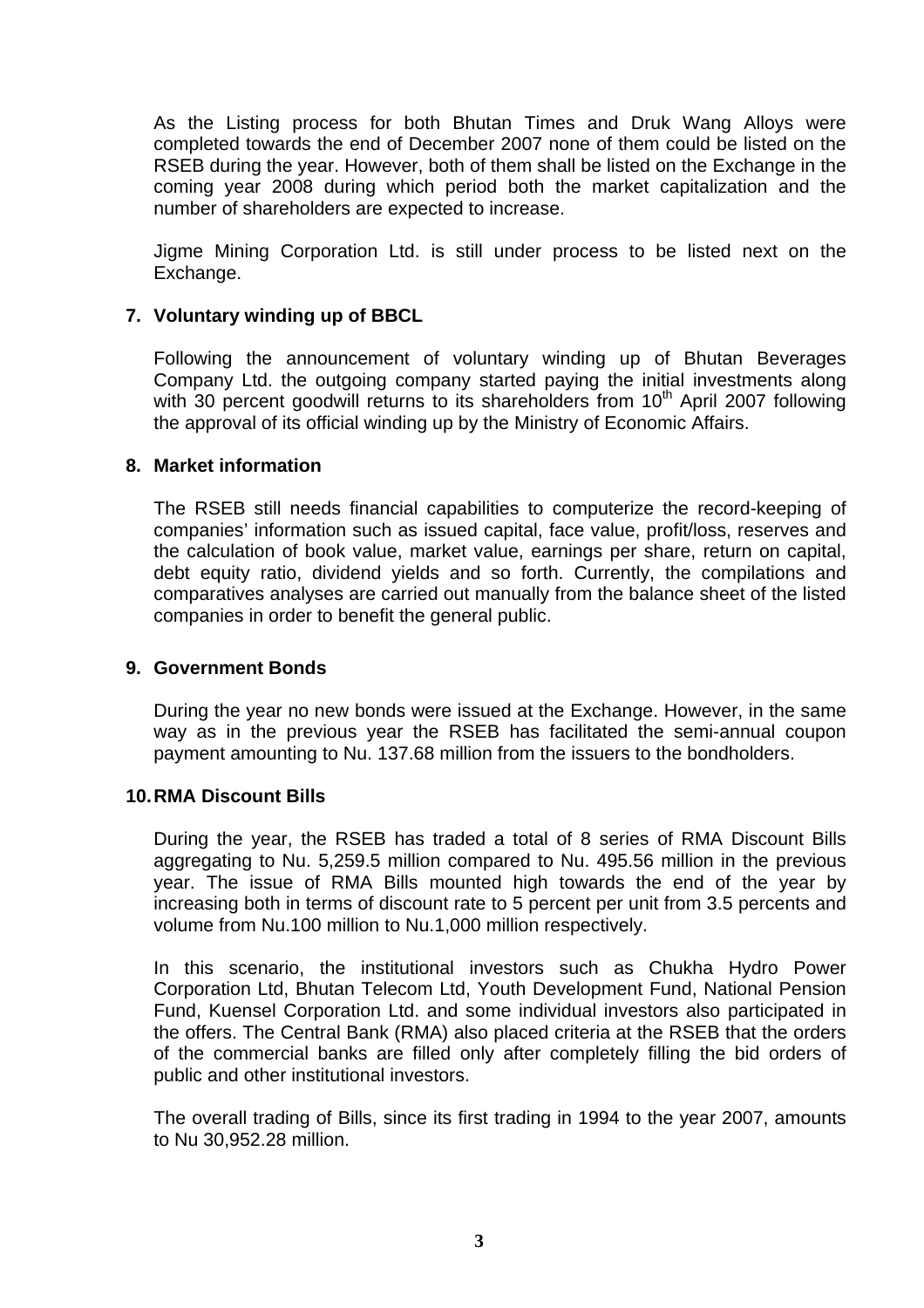As the Listing process for both Bhutan Times and Druk Wang Alloys were completed towards the end of December 2007 none of them could be listed on the RSEB during the year. However, both of them shall be listed on the Exchange in the coming year 2008 during which period both the market capitalization and the number of shareholders are expected to increase.

Jigme Mining Corporation Ltd. is still under process to be listed next on the Exchange.

## 7. Voluntary winding up of BBCL

Following the announcement of voluntary winding up of Bhutan Beverages Company Ltd. the outgoing company started paying the initial investments along with 30 percent goodwill returns to its shareholders from 10th April 2007 following the approval of its official winding up by the Ministry of Economic Affairs.

## 8. Market information

The RSEB still needs financial capabilities to computerize the record-keeping of companies' information such as issued capital, face value, profit/loss, reserves and the calculation of book value, market value, earnings per share, return on capital, debt equity ratio, dividend yields and so forth. Currently, the compilations and comparatives analyses are carried out manually from the balance sheet of the listed companies in order to benefit the general public.

## 9. Government Bonds

During the year no new bonds were issued at the Exchange. However, in the same way as in the previous year the RSEB has facilitated the semi-annual coupon payment amounting to Nu. 137.68 million from the issuers to the bondholders.

## 10. RMA Discount Bills

During the year, the RSEB has traded a total of 8 series of RMA Discount Bills aggregating to Nu. 5,259.5 million compared to Nu. 495.56 million in the previous year. The issue of RMA Bills mounted high towards the end of the year by increasing both in terms of discount rate to 5 percent per unit from 3.5 percents and volume from Nu.100 million to Nu.1,000 million respectively.

In this scenario, the institutional investors such as Chukha Hydro Power Corporation Ltd, Bhutan Telecom Ltd, Youth Development Fund, National Pension Fund, Kuensel Corporation Ltd. and some individual investors also participated in the offers. The Central Bank (RMA) also placed criteria at the RSEB that the orders of the commercial banks are filled only after completely filling the bid orders of public and other institutional investors.

The overall trading of Bills, since its first trading in 1994 to the year 2007, amounts to Nu 30,952.28 million.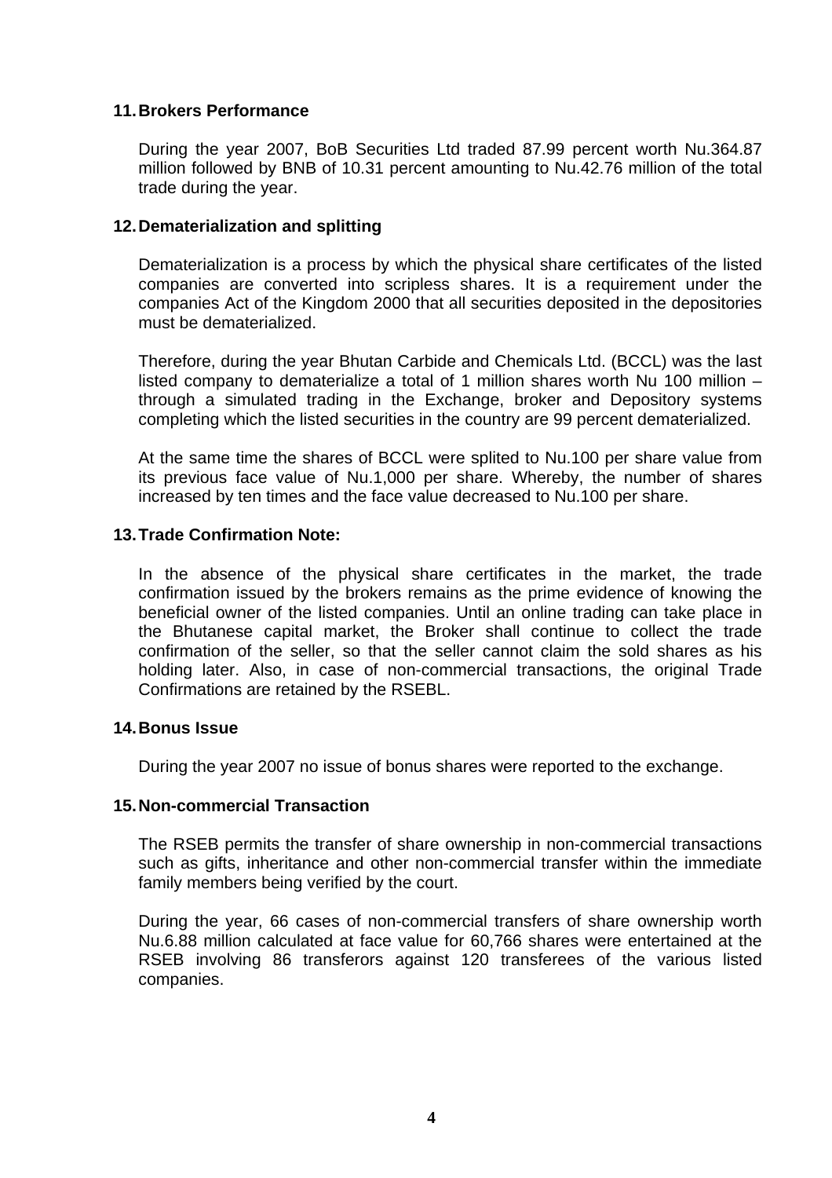## 11. Brokers Performance

During the year 2007, BoB Securities Ltd traded 87.99 percent worth Nu.364.87 million followed by BNB of 10.31 percent amounting to Nu.42.76 million of the total trade during the year.

## 12. Dematerialization and splitting

Dematerialization is a process by which the physical share certificates of the listed companies are converted into scripless shares. It is a requirement under the companies Act of the Kingdom 2000 that all securities deposited in the depositories must be dematerialized.

Therefore, during the year Bhutan Carbide and Chemicals Ltd. (BCCL) was the last listed company to dematerialize a total of 1 million shares worth Nu 100 million – through a simulated trading in the Exchange, broker and Depository systems completing which the listed securities in the country are 99 percent dematerialized.

At the same time the shares of BCCL were splited to Nu.100 per share value from its previous face value of Nu.1,000 per share. Whereby, the number of shares increased by ten times and the face value decreased to Nu.100 per share.

## 13. Trade Confirmation Note:

In the absence of the physical share certificates in the market, the trade confirmation issued by the brokers remains as the prime evidence of knowing the beneficial owner of the listed companies. Until an online trading can take place in the Bhutanese capital market, the Broker shall continue to collect the trade confirmation of the seller, so that the seller cannot claim the sold shares as his holding later. Also, in case of non-commercial transactions, the original Trade Confirmations are retained by the RSEBL.

## 14. Bonus Issue

During the year 2007 no issue of bonus shares were reported to the exchange.

## 15. Non-commercial Transaction

The RSEB permits the transfer of share ownership in non-commercial transactions such as gifts, inheritance and other non-commercial transfer within the immediate family members being verified by the court.

During the year, 66 cases of non-commercial transfers of share ownership worth Nu.6.88 million calculated at face value for 60,766 shares were entertained at the RSEB involving 86 transferors against 120 transferees of the various listed companies.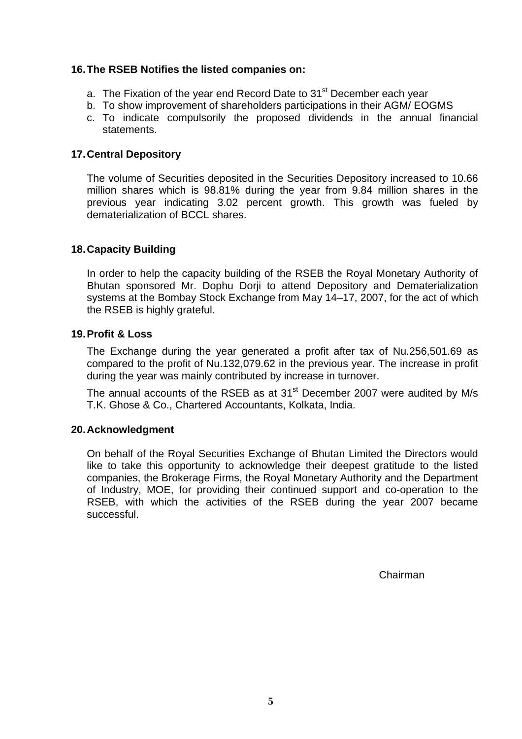## 16. The RSEB Notifies the listed companies on:

a. The Fixation of the year end Record Date to 31st December each year
b. To show improvement of shareholders participations in their AGM/ EOGMS
c. To indicate compulsorily the proposed dividends in the annual financial statements.

## 17. Central Depository

The volume of Securities deposited in the Securities Depository increased to 10.66 million shares which is 98.81% during the year from 9.84 million shares in the previous year indicating 3.02 percent growth. This growth was fueled by dematerialization of BCCL shares.

## 18. Capacity Building

In order to help the capacity building of the RSEB the Royal Monetary Authority of Bhutan sponsored Mr. Dophu Dorji to attend Depository and Dematerialization systems at the Bombay Stock Exchange from May 14–17, 2007, for the act of which the RSEB is highly grateful.

## 19. Profit & Loss

The Exchange during the year generated a profit after tax of Nu.256,501.69 as compared to the profit of Nu.132,079.62 in the previous year. The increase in profit during the year was mainly contributed by increase in turnover.

The annual accounts of the RSEB as at 31st December 2007 were audited by M/s T.K. Ghose & Co., Chartered Accountants, Kolkata, India.

## 20. Acknowledgment

On behalf of the Royal Securities Exchange of Bhutan Limited the Directors would like to take this opportunity to acknowledge their deepest gratitude to the listed companies, the Brokerage Firms, the Royal Monetary Authority and the Department of Industry, MOE, for providing their continued support and co-operation to the RSEB, with which the activities of the RSEB during the year 2007 became successful.

Chairman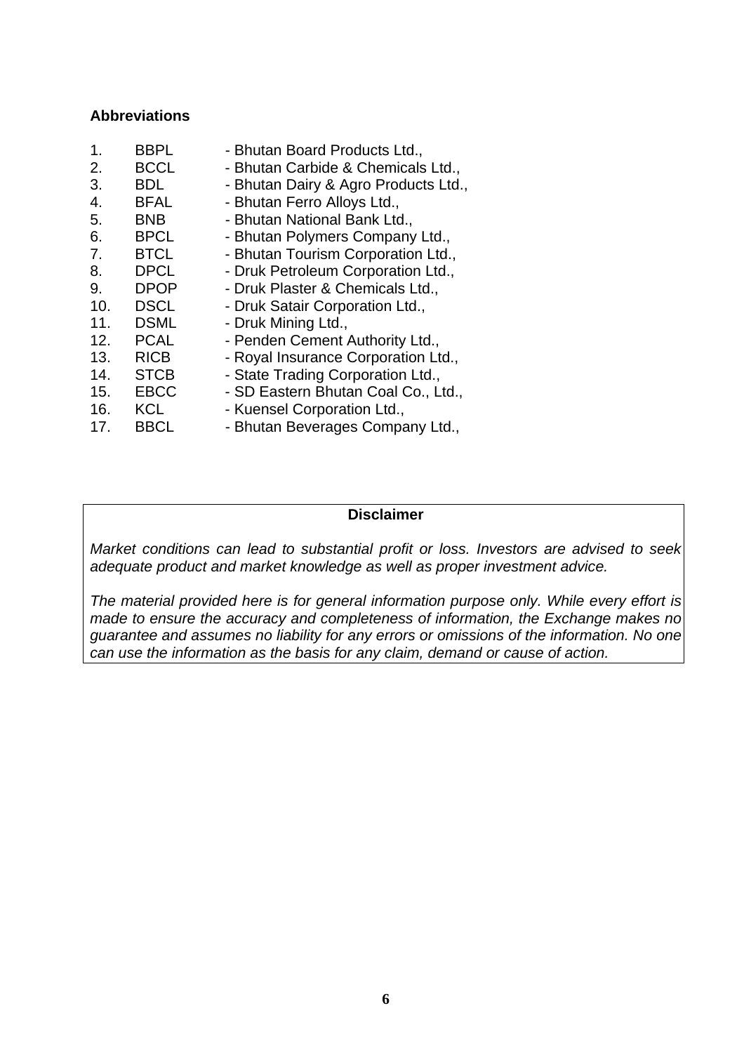**Abbreviations**

1. BBPL - Bhutan Board Products Ltd.,
2. BCCL - Bhutan Carbide & Chemicals Ltd.,
3. BDL - Bhutan Dairy & Agro Products Ltd.,
4. BFAL - Bhutan Ferro Alloys Ltd.,
5. BNB - Bhutan National Bank Ltd.,
6. BPCL - Bhutan Polymers Company Ltd.,
7. BTCL - Bhutan Tourism Corporation Ltd.,
8. DPCL - Druk Petroleum Corporation Ltd.,
9. DPOP - Druk Plaster & Chemicals Ltd.,
10. DSCL - Druk Satair Corporation Ltd.,
11. DSML - Druk Mining Ltd.,
12. PCAL - Penden Cement Authority Ltd.,
13. RICB - Royal Insurance Corporation Ltd.,
14. STCB - State Trading Corporation Ltd.,
15. EBCC - SD Eastern Bhutan Coal Co., Ltd.,
16. KCL - Kuensel Corporation Ltd.,
17. BBCL - Bhutan Beverages Company Ltd.,

**Disclaimer**

*Market conditions can lead to substantial profit or loss. Investors are advised to seek adequate product and market knowledge as well as proper investment advice.*

*The material provided here is for general information purpose only. While every effort is made to ensure the accuracy and completeness of information, the Exchange makes no guarantee and assumes no liability for any errors or omissions of the information. No one can use the information as the basis for any claim, demand or cause of action.*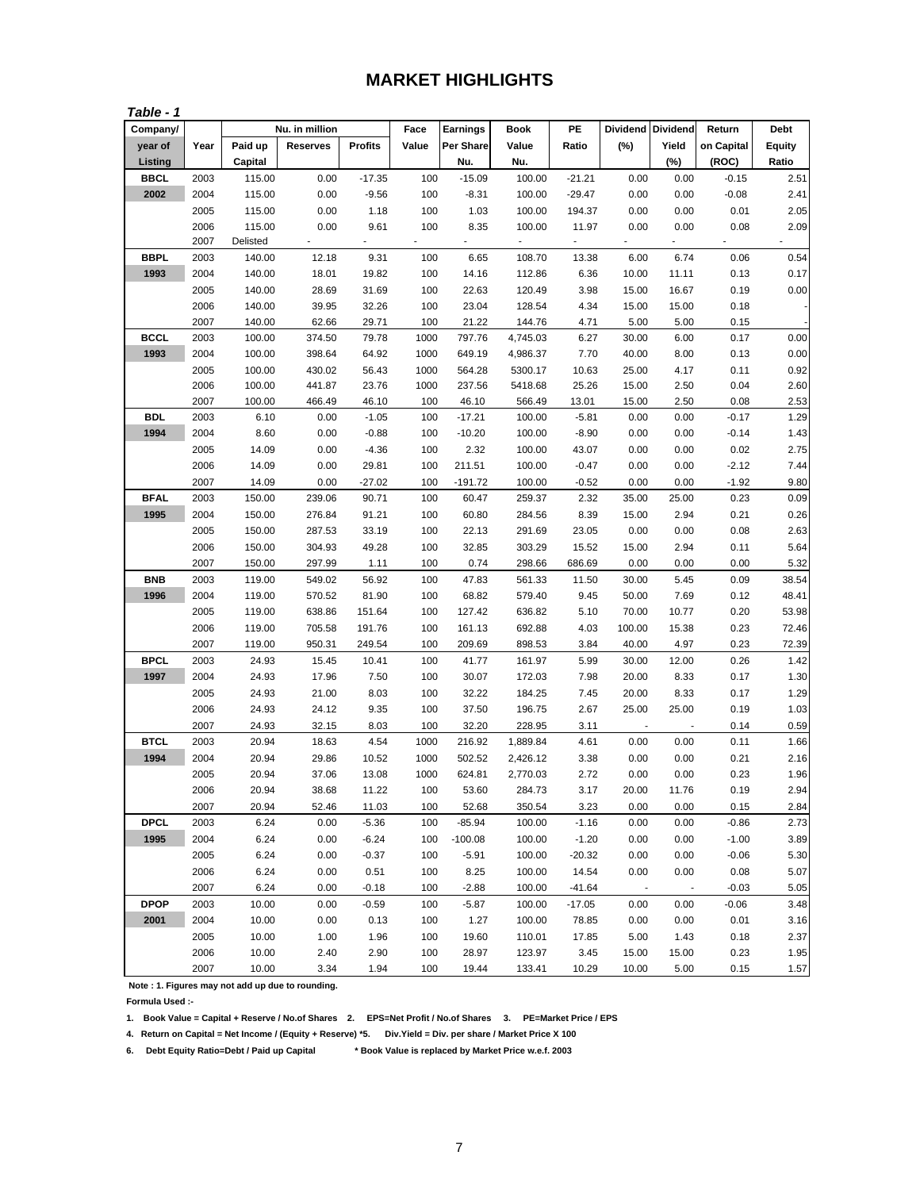# MARKET HIGHLIGHTS

***Table - 1***

| Company/ year of Listing | Year | Nu. in million Paid up Capital | Reserves | Profits | Face Value | Earnings Per Share Nu. | Book Value Nu. | PE Ratio | Dividend (%) | Dividend Yield (%) | Return on Capital (ROC) | Debt Equity Ratio |
|---|---|---|---|---|---|---|---|---|---|---|---|---|
| **BBCL** | 2003 | 115.00 | 0.00 | -17.35 | 100 | -15.09 | 100.00 | -21.21 | 0.00 | 0.00 | -0.15 | 2.51 |
| **2002** | 2004 | 115.00 | 0.00 | -9.56 | 100 | -8.31 | 100.00 | -29.47 | 0.00 | 0.00 | -0.08 | 2.41 |
| | 2005 | 115.00 | 0.00 | 1.18 | 100 | 1.03 | 100.00 | 194.37 | 0.00 | 0.00 | 0.01 | 2.05 |
| | 2006 | 115.00 | 0.00 | 9.61 | 100 | 8.35 | 100.00 | 11.97 | 0.00 | 0.00 | 0.08 | 2.09 |
| | 2007 | Delisted | - | - | - | - | - | - | - | - | - | - |
| **BBPL** | 2003 | 140.00 | 12.18 | 9.31 | 100 | 6.65 | 108.70 | 13.38 | 6.00 | 6.74 | 0.06 | 0.54 |
| **1993** | 2004 | 140.00 | 18.01 | 19.82 | 100 | 14.16 | 112.86 | 6.36 | 10.00 | 11.11 | 0.13 | 0.17 |
| | 2005 | 140.00 | 28.69 | 31.69 | 100 | 22.63 | 120.49 | 3.98 | 15.00 | 16.67 | 0.19 | 0.00 |
| | 2006 | 140.00 | 39.95 | 32.26 | 100 | 23.04 | 128.54 | 4.34 | 15.00 | 15.00 | 0.18 | - |
| | 2007 | 140.00 | 62.66 | 29.71 | 100 | 21.22 | 144.76 | 4.71 | 5.00 | 5.00 | 0.15 | - |
| **BCCL** | 2003 | 100.00 | 374.50 | 79.78 | 1000 | 797.76 | 4,745.03 | 6.27 | 30.00 | 6.00 | 0.17 | 0.00 |
| **1993** | 2004 | 100.00 | 398.64 | 64.92 | 1000 | 649.19 | 4,986.37 | 7.70 | 40.00 | 8.00 | 0.13 | 0.00 |
| | 2005 | 100.00 | 430.02 | 56.43 | 1000 | 564.28 | 5300.17 | 10.63 | 25.00 | 4.17 | 0.11 | 0.92 |
| | 2006 | 100.00 | 441.87 | 23.76 | 1000 | 237.56 | 5418.68 | 25.26 | 15.00 | 2.50 | 0.04 | 2.60 |
| | 2007 | 100.00 | 466.49 | 46.10 | 100 | 46.10 | 566.49 | 13.01 | 15.00 | 2.50 | 0.08 | 2.53 |
| **BDL** | 2003 | 6.10 | 0.00 | -1.05 | 100 | -17.21 | 100.00 | -5.81 | 0.00 | 0.00 | -0.17 | 1.29 |
| **1994** | 2004 | 8.60 | 0.00 | -0.88 | 100 | -10.20 | 100.00 | -8.90 | 0.00 | 0.00 | -0.14 | 1.43 |
| | 2005 | 14.09 | 0.00 | -4.36 | 100 | 2.32 | 100.00 | 43.07 | 0.00 | 0.00 | 0.02 | 2.75 |
| | 2006 | 14.09 | 0.00 | 29.81 | 100 | 211.51 | 100.00 | -0.47 | 0.00 | 0.00 | -2.12 | 7.44 |
| | 2007 | 14.09 | 0.00 | -27.02 | 100 | -191.72 | 100.00 | -0.52 | 0.00 | 0.00 | -1.92 | 9.80 |
| **BFAL** | 2003 | 150.00 | 239.06 | 90.71 | 100 | 60.47 | 259.37 | 2.32 | 35.00 | 25.00 | 0.23 | 0.09 |
| **1995** | 2004 | 150.00 | 276.84 | 91.21 | 100 | 60.80 | 284.56 | 8.39 | 15.00 | 2.94 | 0.21 | 0.26 |
| | 2005 | 150.00 | 287.53 | 33.19 | 100 | 22.13 | 291.69 | 23.05 | 0.00 | 0.00 | 0.08 | 2.63 |
| | 2006 | 150.00 | 304.93 | 49.28 | 100 | 32.85 | 303.29 | 15.52 | 15.00 | 2.94 | 0.11 | 5.64 |
| | 2007 | 150.00 | 297.99 | 1.11 | 100 | 0.74 | 298.66 | 686.69 | 0.00 | 0.00 | 0.00 | 5.32 |
| **BNB** | 2003 | 119.00 | 549.02 | 56.92 | 100 | 47.83 | 561.33 | 11.50 | 30.00 | 5.45 | 0.09 | 38.54 |
| **1996** | 2004 | 119.00 | 570.52 | 81.90 | 100 | 68.82 | 579.40 | 9.45 | 50.00 | 7.69 | 0.12 | 48.41 |
| | 2005 | 119.00 | 638.86 | 151.64 | 100 | 127.42 | 636.82 | 5.10 | 70.00 | 10.77 | 0.20 | 53.98 |
| | 2006 | 119.00 | 705.58 | 191.76 | 100 | 161.13 | 692.88 | 4.03 | 100.00 | 15.38 | 0.23 | 72.46 |
| | 2007 | 119.00 | 950.31 | 249.54 | 100 | 209.69 | 898.53 | 3.84 | 40.00 | 4.97 | 0.23 | 72.39 |
| **BPCL** | 2003 | 24.93 | 15.45 | 10.41 | 100 | 41.77 | 161.97 | 5.99 | 30.00 | 12.00 | 0.26 | 1.42 |
| **1997** | 2004 | 24.93 | 17.96 | 7.50 | 100 | 30.07 | 172.03 | 7.98 | 20.00 | 8.33 | 0.17 | 1.30 |
| | 2005 | 24.93 | 21.00 | 8.03 | 100 | 32.22 | 184.25 | 7.45 | 20.00 | 8.33 | 0.17 | 1.29 |
| | 2006 | 24.93 | 24.12 | 9.35 | 100 | 37.50 | 196.75 | 2.67 | 25.00 | 25.00 | 0.19 | 1.03 |
| | 2007 | 24.93 | 32.15 | 8.03 | 100 | 32.20 | 228.95 | 3.11 | - | - | 0.14 | 0.59 |
| **BTCL** | 2003 | 20.94 | 18.63 | 4.54 | 1000 | 216.92 | 1,889.84 | 4.61 | 0.00 | 0.00 | 0.11 | 1.66 |
| **1994** | 2004 | 20.94 | 29.86 | 10.52 | 1000 | 502.52 | 2,426.12 | 3.38 | 0.00 | 0.00 | 0.21 | 2.16 |
| | 2005 | 20.94 | 37.06 | 13.08 | 1000 | 624.81 | 2,770.03 | 2.72 | 0.00 | 0.00 | 0.23 | 1.96 |
| | 2006 | 20.94 | 38.68 | 11.22 | 100 | 53.60 | 284.73 | 3.17 | 20.00 | 11.76 | 0.19 | 2.94 |
| | 2007 | 20.94 | 52.46 | 11.03 | 100 | 52.68 | 350.54 | 3.23 | 0.00 | 0.00 | 0.15 | 2.84 |
| **DPCL** | 2003 | 6.24 | 0.00 | -5.36 | 100 | -85.94 | 100.00 | -1.16 | 0.00 | 0.00 | -0.86 | 2.73 |
| **1995** | 2004 | 6.24 | 0.00 | -6.24 | 100 | -100.08 | 100.00 | -1.20 | 0.00 | 0.00 | -1.00 | 3.89 |
| | 2005 | 6.24 | 0.00 | -0.37 | 100 | -5.91 | 100.00 | -20.32 | 0.00 | 0.00 | -0.06 | 5.30 |
| | 2006 | 6.24 | 0.00 | 0.51 | 100 | 8.25 | 100.00 | 14.54 | 0.00 | 0.00 | 0.08 | 5.07 |
| | 2007 | 6.24 | 0.00 | -0.18 | 100 | -2.88 | 100.00 | -41.64 | - | - | -0.03 | 5.05 |
| **DPOP** | 2003 | 10.00 | 0.00 | -0.59 | 100 | -5.87 | 100.00 | -17.05 | 0.00 | 0.00 | -0.06 | 3.48 |
| **2001** | 2004 | 10.00 | 0.00 | 0.13 | 100 | 1.27 | 100.00 | 78.85 | 0.00 | 0.00 | 0.01 | 3.16 |
| | 2005 | 10.00 | 1.00 | 1.96 | 100 | 19.60 | 110.01 | 17.85 | 5.00 | 1.43 | 0.18 | 2.37 |
| | 2006 | 10.00 | 2.40 | 2.90 | 100 | 28.97 | 123.97 | 3.45 | 15.00 | 15.00 | 0.23 | 1.95 |
| | 2007 | 10.00 | 3.34 | 1.94 | 100 | 19.44 | 133.41 | 10.29 | 10.00 | 5.00 | 0.15 | 1.57 |

**Note : 1. Figures may not add up due to rounding.**

**Formula Used :-**

**1. Book Value = Capital + Reserve / No.of Shares 2. EPS=Net Profit / No.of Shares 3. PE=Market Price / EPS**

**4. Return on Capital = Net Income / (Equity + Reserve) *5. Div.Yield = Div. per share / Market Price X 100**

**6. Debt Equity Ratio=Debt / Paid up Capital * Book Value is replaced by Market Price w.e.f. 2003**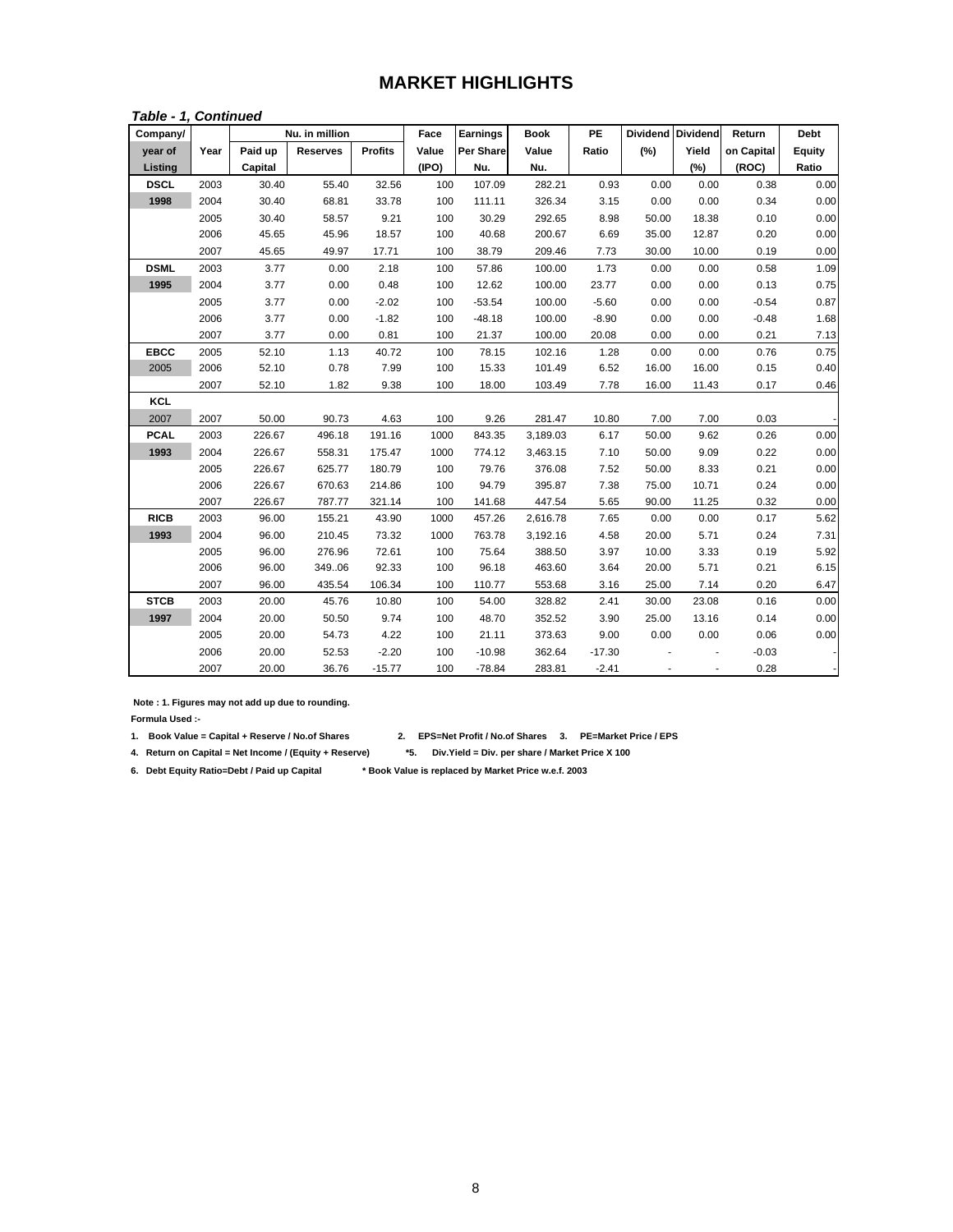# MARKET HIGHLIGHTS

***Table - 1, Continued***

| Company/ | | Nu. in million | | | Face | Earnings | Book | PE | Dividend | Dividend | Return | Debt |
|---|---|---|---|---|---|---|---|---|---|---|---|---|
| year of | Year | Paid up | Reserves | Profits | Value | Per Share | Value | Ratio | (%) | Yield | on Capital | Equity |
| Listing | | Capital | | | (IPO) | Nu. | Nu. | | | (%) | (ROC) | Ratio |
| **DSCL** | 2003 | 30.40 | 55.40 | 32.56 | 100 | 107.09 | 282.21 | 0.93 | 0.00 | 0.00 | 0.38 | 0.00 |
| **1998** | 2004 | 30.40 | 68.81 | 33.78 | 100 | 111.11 | 326.34 | 3.15 | 0.00 | 0.00 | 0.34 | 0.00 |
| | 2005 | 30.40 | 58.57 | 9.21 | 100 | 30.29 | 292.65 | 8.98 | 50.00 | 18.38 | 0.10 | 0.00 |
| | 2006 | 45.65 | 45.96 | 18.57 | 100 | 40.68 | 200.67 | 6.69 | 35.00 | 12.87 | 0.20 | 0.00 |
| | 2007 | 45.65 | 49.97 | 17.71 | 100 | 38.79 | 209.46 | 7.73 | 30.00 | 10.00 | 0.19 | 0.00 |
| **DSML** | 2003 | 3.77 | 0.00 | 2.18 | 100 | 57.86 | 100.00 | 1.73 | 0.00 | 0.00 | 0.58 | 1.09 |
| **1995** | 2004 | 3.77 | 0.00 | 0.48 | 100 | 12.62 | 100.00 | 23.77 | 0.00 | 0.00 | 0.13 | 0.75 |
| | 2005 | 3.77 | 0.00 | -2.02 | 100 | -53.54 | 100.00 | -5.60 | 0.00 | 0.00 | -0.54 | 0.87 |
| | 2006 | 3.77 | 0.00 | -1.82 | 100 | -48.18 | 100.00 | -8.90 | 0.00 | 0.00 | -0.48 | 1.68 |
| | 2007 | 3.77 | 0.00 | 0.81 | 100 | 21.37 | 100.00 | 20.08 | 0.00 | 0.00 | 0.21 | 7.13 |
| **EBCC** | 2005 | 52.10 | 1.13 | 40.72 | 100 | 78.15 | 102.16 | 1.28 | 0.00 | 0.00 | 0.76 | 0.75 |
| 2005 | 2006 | 52.10 | 0.78 | 7.99 | 100 | 15.33 | 101.49 | 6.52 | 16.00 | 16.00 | 0.15 | 0.40 |
| | 2007 | 52.10 | 1.82 | 9.38 | 100 | 18.00 | 103.49 | 7.78 | 16.00 | 11.43 | 0.17 | 0.46 |
| **KCL** | | | | | | | | | | | | |
| 2007 | 2007 | 50.00 | 90.73 | 4.63 | 100 | 9.26 | 281.47 | 10.80 | 7.00 | 7.00 | 0.03 | - |
| **PCAL** | 2003 | 226.67 | 496.18 | 191.16 | 1000 | 843.35 | 3,189.03 | 6.17 | 50.00 | 9.62 | 0.26 | 0.00 |
| **1993** | 2004 | 226.67 | 558.31 | 175.47 | 1000 | 774.12 | 3,463.15 | 7.10 | 50.00 | 9.09 | 0.22 | 0.00 |
| | 2005 | 226.67 | 625.77 | 180.79 | 100 | 79.76 | 376.08 | 7.52 | 50.00 | 8.33 | 0.21 | 0.00 |
| | 2006 | 226.67 | 670.63 | 214.86 | 100 | 94.79 | 395.87 | 7.38 | 75.00 | 10.71 | 0.24 | 0.00 |
| | 2007 | 226.67 | 787.77 | 321.14 | 100 | 141.68 | 447.54 | 5.65 | 90.00 | 11.25 | 0.32 | 0.00 |
| **RICB** | 2003 | 96.00 | 155.21 | 43.90 | 1000 | 457.26 | 2,616.78 | 7.65 | 0.00 | 0.00 | 0.17 | 5.62 |
| **1993** | 2004 | 96.00 | 210.45 | 73.32 | 1000 | 763.78 | 3,192.16 | 4.58 | 20.00 | 5.71 | 0.24 | 7.31 |
| | 2005 | 96.00 | 276.96 | 72.61 | 100 | 75.64 | 388.50 | 3.97 | 10.00 | 3.33 | 0.19 | 5.92 |
| | 2006 | 96.00 | 349..06 | 92.33 | 100 | 96.18 | 463.60 | 3.64 | 20.00 | 5.71 | 0.21 | 6.15 |
| | 2007 | 96.00 | 435.54 | 106.34 | 100 | 110.77 | 553.68 | 3.16 | 25.00 | 7.14 | 0.20 | 6.47 |
| **STCB** | 2003 | 20.00 | 45.76 | 10.80 | 100 | 54.00 | 328.82 | 2.41 | 30.00 | 23.08 | 0.16 | 0.00 |
| **1997** | 2004 | 20.00 | 50.50 | 9.74 | 100 | 48.70 | 352.52 | 3.90 | 25.00 | 13.16 | 0.14 | 0.00 |
| | 2005 | 20.00 | 54.73 | 4.22 | 100 | 21.11 | 373.63 | 9.00 | 0.00 | 0.00 | 0.06 | 0.00 |
| | 2006 | 20.00 | 52.53 | -2.20 | 100 | -10.98 | 362.64 | -17.30 | - | - | -0.03 | - |
| | 2007 | 20.00 | 36.76 | -15.77 | 100 | -78.84 | 283.81 | -2.41 | - | - | 0.28 | - |

**Note : 1. Figures may not add up due to rounding.**

**Formula Used :-**

**1. Book Value = Capital + Reserve / No.of Shares    2. EPS=Net Profit / No.of Shares    3. PE=Market Price / EPS**

**4. Return on Capital = Net Income / (Equity + Reserve)    *5. Div.Yield = Div. per share / Market Price X 100**

**6. Debt Equity Ratio=Debt / Paid up Capital    * Book Value is replaced by Market Price w.e.f. 2003**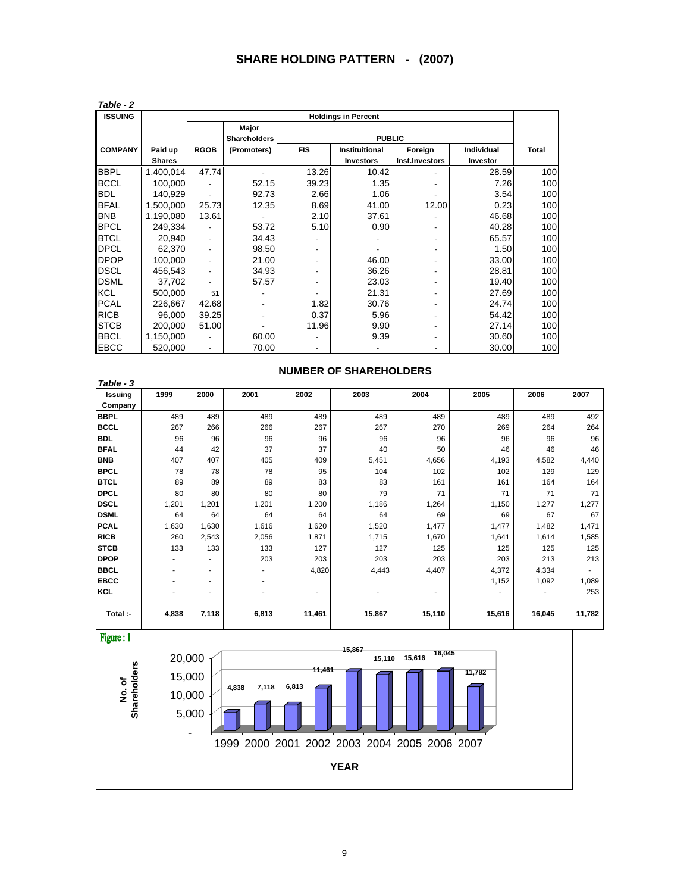# SHARE HOLDING PATTERN - (2007)

*Table - 2*

| ISSUING | | | Holdings in Percent | | | | | |
|---|---|---|---|---|---|---|---|---|
| | | | Major Shareholders | PUBLIC | | | | |
| COMPANY | Paid up Shares | RGOB | (Promoters) | FIS | Instituitional Investors | Foreign Inst.Investors | Individual Investor | Total |
| BBPL | 1,400,014 | 47.74 | - | 13.26 | 10.42 | - | 28.59 | 100 |
| BCCL | 100,000 | - | 52.15 | 39.23 | 1.35 | - | 7.26 | 100 |
| BDL | 140,929 | - | 92.73 | 2.66 | 1.06 | - | 3.54 | 100 |
| BFAL | 1,500,000 | 25.73 | 12.35 | 8.69 | 41.00 | 12.00 | 0.23 | 100 |
| BNB | 1,190,080 | 13.61 | - | 2.10 | 37.61 | - | 46.68 | 100 |
| BPCL | 249,334 | - | 53.72 | 5.10 | 0.90 | - | 40.28 | 100 |
| BTCL | 20,940 | - | 34.43 | - | - | - | 65.57 | 100 |
| DPCL | 62,370 | - | 98.50 | - | - | - | 1.50 | 100 |
| DPOP | 100,000 | - | 21.00 | - | 46.00 | - | 33.00 | 100 |
| DSCL | 456,543 | - | 34.93 | - | 36.26 | - | 28.81 | 100 |
| DSML | 37,702 | - | 57.57 | - | 23.03 | - | 19.40 | 100 |
| KCL | 500,000 | 51 | - | - | 21.31 | - | 27.69 | 100 |
| PCAL | 226,667 | 42.68 | - | 1.82 | 30.76 | - | 24.74 | 100 |
| RICB | 96,000 | 39.25 | - | 0.37 | 5.96 | - | 54.42 | 100 |
| STCB | 200,000 | 51.00 | - | 11.96 | 9.90 | - | 27.14 | 100 |
| BBCL | 1,150,000 | - | 60.00 | - | 9.39 | - | 30.60 | 100 |
| EBCC | 520,000 | - | 70.00 | - | - | - | 30.00 | 100 |

## NUMBER OF SHAREHOLDERS

*Table - 3*

| Issuing Company | 1999 | 2000 | 2001 | 2002 | 2003 | 2004 | 2005 | 2006 | 2007 |
|---|---|---|---|---|---|---|---|---|---|
| BBPL | 489 | 489 | 489 | 489 | 489 | 489 | 489 | 489 | 492 |
| BCCL | 267 | 266 | 266 | 267 | 267 | 270 | 269 | 264 | 264 |
| BDL | 96 | 96 | 96 | 96 | 96 | 96 | 96 | 96 | 96 |
| BFAL | 44 | 42 | 37 | 37 | 40 | 50 | 46 | 46 | 46 |
| BNB | 407 | 407 | 405 | 409 | 5,451 | 4,656 | 4,193 | 4,582 | 4,440 |
| BPCL | 78 | 78 | 78 | 95 | 104 | 102 | 102 | 129 | 129 |
| BTCL | 89 | 89 | 89 | 83 | 83 | 161 | 161 | 164 | 164 |
| DPCL | 80 | 80 | 80 | 80 | 79 | 71 | 71 | 71 | 71 |
| DSCL | 1,201 | 1,201 | 1,201 | 1,200 | 1,186 | 1,264 | 1,150 | 1,277 | 1,277 |
| DSML | 64 | 64 | 64 | 64 | 64 | 69 | 69 | 67 | 67 |
| PCAL | 1,630 | 1,630 | 1,616 | 1,620 | 1,520 | 1,477 | 1,477 | 1,482 | 1,471 |
| RICB | 260 | 2,543 | 2,056 | 1,871 | 1,715 | 1,670 | 1,641 | 1,614 | 1,585 |
| STCB | 133 | 133 | 133 | 127 | 127 | 125 | 125 | 125 | 125 |
| DPOP | - | - | 203 | 203 | 203 | 203 | 203 | 213 | 213 |
| BBCL | - | - | - | 4,820 | 4,443 | 4,407 | 4,372 | 4,334 | - |
| EBCC | - | - | - | | | | 1,152 | 1,092 | 1,089 |
| KCL | - | - | - | - | - | - | - | - | 253 |
| Total :- | 4,838 | 7,118 | 6,813 | 11,461 | 15,867 | 15,110 | 15,616 | 16,045 | 11,782 |

Figure : 1

| YEAR | No. of Shareholders |
|---|---|
| 1999 | 4,838 |
| 2000 | 7,118 |
| 2001 | 6,813 |
| 2002 | 11,461 |
| 2003 | 15,867 |
| 2004 | 15,110 |
| 2005 | 15,616 |
| 2006 | 16,045 |
| 2007 | 11,782 |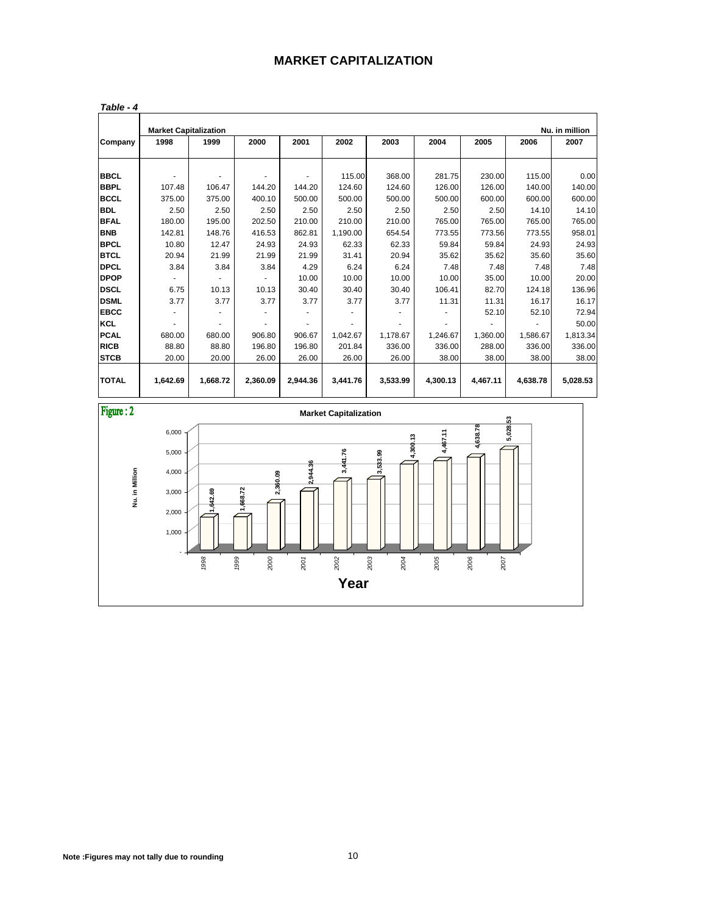# MARKET CAPITALIZATION

*Table - 4*

| Company | Market Capitalization 1998 | 1999 | 2000 | 2001 | 2002 | 2003 | 2004 | 2005 | 2006 | Nu. in million 2007 |
|---|---|---|---|---|---|---|---|---|---|---|
| **BBCL** | - | - | - | - | 115.00 | 368.00 | 281.75 | 230.00 | 115.00 | 0.00 |
| **BBPL** | 107.48 | 106.47 | 144.20 | 144.20 | 124.60 | 124.60 | 126.00 | 126.00 | 140.00 | 140.00 |
| **BCCL** | 375.00 | 375.00 | 400.10 | 500.00 | 500.00 | 500.00 | 500.00 | 600.00 | 600.00 | 600.00 |
| **BDL** | 2.50 | 2.50 | 2.50 | 2.50 | 2.50 | 2.50 | 2.50 | 2.50 | 14.10 | 14.10 |
| **BFAL** | 180.00 | 195.00 | 202.50 | 210.00 | 210.00 | 210.00 | 765.00 | 765.00 | 765.00 | 765.00 |
| **BNB** | 142.81 | 148.76 | 416.53 | 862.81 | 1,190.00 | 654.54 | 773.55 | 773.56 | 773.55 | 958.01 |
| **BPCL** | 10.80 | 12.47 | 24.93 | 24.93 | 62.33 | 62.33 | 59.84 | 59.84 | 24.93 | 24.93 |
| **BTCL** | 20.94 | 21.99 | 21.99 | 21.99 | 31.41 | 20.94 | 35.62 | 35.62 | 35.60 | 35.60 |
| **DPCL** | 3.84 | 3.84 | 3.84 | 4.29 | 6.24 | 6.24 | 7.48 | 7.48 | 7.48 | 7.48 |
| **DPOP** | - | - | - | 10.00 | 10.00 | 10.00 | 10.00 | 35.00 | 10.00 | 20.00 |
| **DSCL** | 6.75 | 10.13 | 10.13 | 30.40 | 30.40 | 30.40 | 106.41 | 82.70 | 124.18 | 136.96 |
| **DSML** | 3.77 | 3.77 | 3.77 | 3.77 | 3.77 | 3.77 | 11.31 | 11.31 | 16.17 | 16.17 |
| **EBCC** | - | - | - | - | - | - | - | 52.10 | 52.10 | 72.94 |
| **KCL** | - | - | - | - | - | - | - | - | - | 50.00 |
| **PCAL** | 680.00 | 680.00 | 906.80 | 906.67 | 1,042.67 | 1,178.67 | 1,246.67 | 1,360.00 | 1,586.67 | 1,813.34 |
| **RICB** | 88.80 | 88.80 | 196.80 | 196.80 | 201.84 | 336.00 | 336.00 | 288.00 | 336.00 | 336.00 |
| **STCB** | 20.00 | 20.00 | 26.00 | 26.00 | 26.00 | 26.00 | 38.00 | 38.00 | 38.00 | 38.00 |
| **TOTAL** | **1,642.69** | **1,668.72** | **2,360.09** | **2,944.36** | **3,441.76** | **3,533.99** | **4,300.13** | **4,467.11** | **4,638.78** | **5,028.53** |

**Figure : 2**

**Market Capitalization**

| Year | Nu. in Million |
|---|---|
| 1998 | 1,642.69 |
| 1999 | 1,668.72 |
| 2000 | 2,360.09 |
| 2001 | 2,944.36 |
| 2002 | 3,441.76 |
| 2003 | 3,533.99 |
| 2004 | 4,300.13 |
| 2005 | 4,467.11 |
| 2006 | 4,638.78 |
| 2007 | 5,028.53 |

**Note :Figures may not tally due to rounding**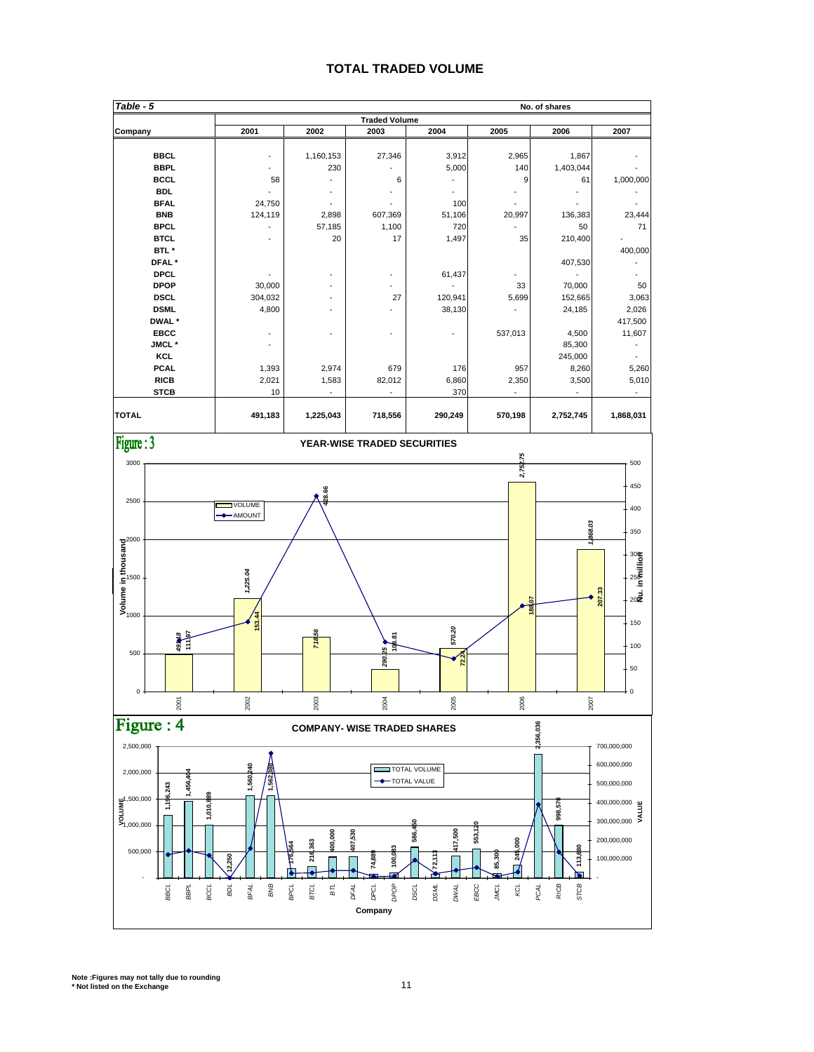# TOTAL TRADED VOLUME

*Table - 5* No. of shares

| Company | Traded Volume | | | | | | |
|---|---|---|---|---|---|---|---|
| | 2001 | 2002 | 2003 | 2004 | 2005 | 2006 | 2007 |
| BBCL | - | 1,160,153 | 27,346 | 3,912 | 2,965 | 1,867 | - |
| BBPL | - | 230 | - | 5,000 | 140 | 1,403,044 | - |
| BCCL | 58 | - | 6 | - | 9 | 61 | 1,000,000 |
| BDL | - | - | - | - | - | - | - |
| BFAL | 24,750 | - | - | 100 | - | - | - |
| BNB | 124,119 | 2,898 | 607,369 | 51,106 | 20,997 | 136,383 | 23,444 |
| BPCL | - | 57,185 | 1,100 | 720 | - | 50 | 71 |
| BTCL | - | 20 | 17 | 1,497 | 35 | 210,400 | - |
| BTL * | | | | | | | 400,000 |
| DFAL * | | | | | | 407,530 | - |
| DPCL | - | - | - | 61,437 | - | - | - |
| DPOP | 30,000 | - | - | - | 33 | 70,000 | 50 |
| DSCL | 304,032 | - | 27 | 120,941 | 5,699 | 152,665 | 3,063 |
| DSML | 4,800 | - | - | 38,130 | - | 24,185 | 2,026 |
| DWAL * | | | | | | | 417,500 |
| EBCC | - | - | - | - | 537,013 | 4,500 | 11,607 |
| JMCL * | - | | | | | 85,300 | - |
| KCL | | | | | | 245,000 | - |
| PCAL | 1,393 | 2,974 | 679 | 176 | 957 | 8,260 | 5,260 |
| RICB | 2,021 | 1,583 | 82,012 | 6,860 | 2,350 | 3,500 | 5,010 |
| STCB | 10 | - | - | 370 | - | - | - |
| **TOTAL** | **491,183** | **1,225,043** | **718,556** | **290,249** | **570,198** | **2,752,745** | **1,868,031** |

**Figure : 3**

**YEAR-WISE TRADED SECURITIES**

| Year | Volume (in thousand) | Amount (Nu. in million) |
|---|---|---|
| 2001 | 491.18 | 111.97 |
| 2002 | 1,225.04 | 153.44 |
| 2003 | 718.56 | 428.66 |
| 2004 | 290.25 | 108.81 |
| 2005 | 570.20 | 72.21 |
| 2006 | 2,752.75 | 188.07 |
| 2007 | 1,868.03 | 207.33 |

**Figure : 4**

**COMPANY- WISE TRADED SHARES**

| Company | Total Volume |
|---|---|
| BBCL | 1,196,243 |
| BBPL | 1,456,404 |
| BCCL | 1,010,889 |
| BDL | - |
| BFAL | 12,250 |
| BNB | 1,560,240 |
| BPCL | 1,562,388 |
| BTCL | 176,564 |
| BTL | 216,363 |
| DFAL | 400,000 |
| DPCL | 407,530 |
| DPOP | 74,889 |
| DSCL | 100,083 |
| DSML | 586,450 |
| DWAL | 72,113 |
| EBCC | 417,500 |
| JMCL | 553,120 |
| KCL | 85,300 |
| PCAL | 245,000 |
| RICB | 2,356,036 |
| STCB | 998,570 |
| | 113,680 |

Note :Figures may not tally due to rounding
\* Not listed on the Exchange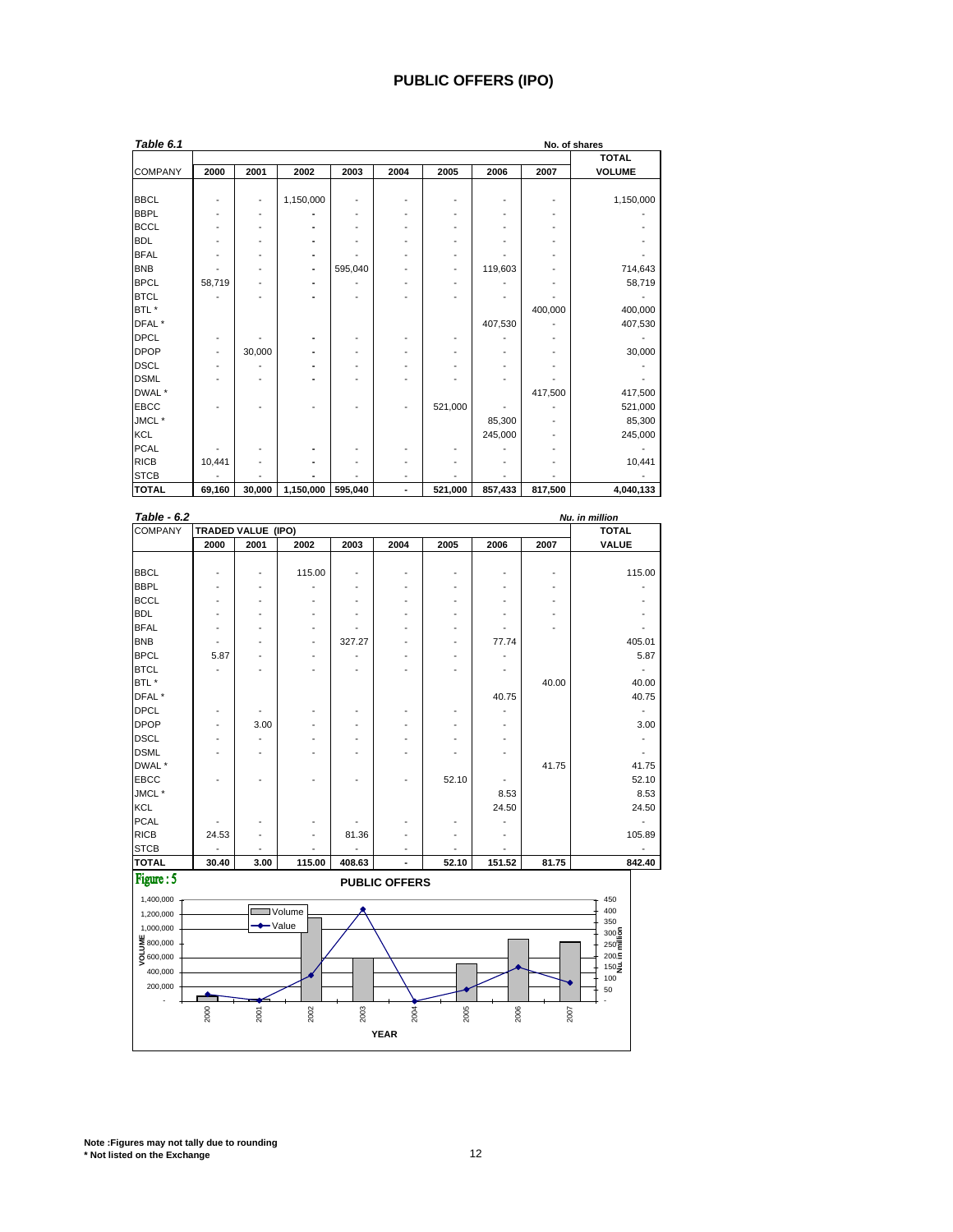# PUBLIC OFFERS (IPO)

*Table 6.1*

No. of shares

| COMPANY | 2000 | 2001 | 2002 | 2003 | 2004 | 2005 | 2006 | 2007 | TOTAL VOLUME |
|---|---|---|---|---|---|---|---|---|---|
| BBCL | - | - | 1,150,000 | - | - | - | - | - | 1,150,000 |
| BBPL | - | - | - | - | - | - | - | - | - |
| BCCL | - | - | - | - | - | - | - | - | - |
| BDL | - | - | - | - | - | - | - | - | - |
| BFAL | - | - | - | - | - | - | - | - | - |
| BNB | - | - | - | 595,040 | - | - | 119,603 | - | 714,643 |
| BPCL | 58,719 | - | - | - | - | - | - | - | 58,719 |
| BTCL | - | - | - | - | - | - | - | - | - |
| BTL * | | | | | | | | 400,000 | 400,000 |
| DFAL * | | | | | | | 407,530 | - | 407,530 |
| DPCL | - | - | - | - | - | - | - | - | - |
| DPOP | - | 30,000 | - | - | - | - | - | - | 30,000 |
| DSCL | - | - | - | - | - | - | - | - | - |
| DSML | - | - | - | - | - | - | - | - | - |
| DWAL * | | | | | | | | 417,500 | 417,500 |
| EBCC | - | - | - | - | - | 521,000 | - | - | 521,000 |
| JMCL * | | | | | | | 85,300 | - | 85,300 |
| KCL | | | | | | | 245,000 | - | 245,000 |
| PCAL | - | - | - | - | - | - | - | - | - |
| RICB | 10,441 | - | - | - | - | - | - | - | 10,441 |
| STCB | - | - | - | - | - | - | - | - | - |
| **TOTAL** | **69,160** | **30,000** | **1,150,000** | **595,040** | **-** | **521,000** | **857,433** | **817,500** | **4,040,133** |

*Table - 6.2*

*Nu. in million*

| COMPANY | TRADED VALUE (IPO) | | | | | | | | TOTAL |
|---|---|---|---|---|---|---|---|---|---|
| | 2000 | 2001 | 2002 | 2003 | 2004 | 2005 | 2006 | 2007 | VALUE |
| BBCL | - | - | 115.00 | - | - | - | - | - | 115.00 |
| BBPL | - | - | - | - | - | - | - | - | - |
| BCCL | - | - | - | - | - | - | - | - | - |
| BDL | - | - | - | - | - | - | - | - | - |
| BFAL | - | - | - | - | - | - | - | - | - |
| BNB | - | - | - | 327.27 | - | - | 77.74 | | 405.01 |
| BPCL | 5.87 | - | - | - | - | - | - | | 5.87 |
| BTCL | - | - | - | - | - | - | - | | - |
| BTL * | | | | | | | | 40.00 | 40.00 |
| DFAL * | | | | | | | 40.75 | | 40.75 |
| DPCL | - | - | - | - | - | - | - | | - |
| DPOP | - | 3.00 | - | - | - | - | - | | 3.00 |
| DSCL | - | - | - | - | - | - | - | | - |
| DSML | - | - | - | - | - | - | - | | - |
| DWAL * | | | | | | | | 41.75 | 41.75 |
| EBCC | - | - | - | - | - | 52.10 | - | | 52.10 |
| JMCL * | | | | | | | 8.53 | | 8.53 |
| KCL | | | | | | | 24.50 | | 24.50 |
| PCAL | - | - | - | - | - | - | - | | - |
| RICB | 24.53 | - | - | 81.36 | - | - | - | | 105.89 |
| STCB | - | - | - | - | - | - | - | | - |
| **TOTAL** | **30.40** | **3.00** | **115.00** | **408.63** | **-** | **52.10** | **151.52** | **81.75** | **842.40** |

Figure : 5

PUBLIC OFFERS

Note :Figures may not tally due to rounding
* Not listed on the Exchange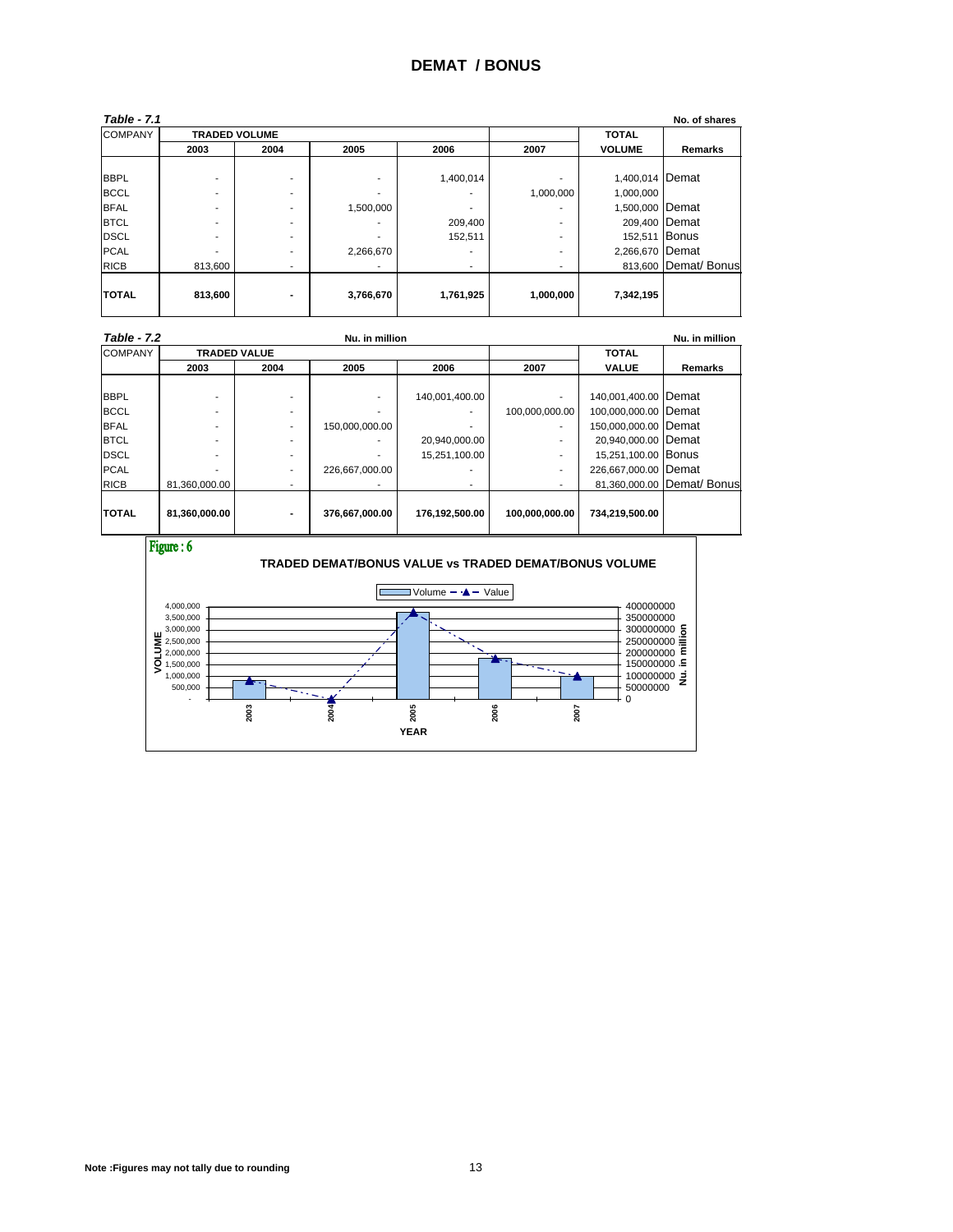# DEMAT / BONUS

*Table - 7.1* — No. of shares

| COMPANY | TRADED VOLUME | | | | | TOTAL | |
|---|---|---|---|---|---|---|---|
| | 2003 | 2004 | 2005 | 2006 | 2007 | VOLUME | Remarks |
| BBPL | - | - | - | 1,400,014 | - | 1,400,014 | Demat |
| BCCL | - | - | - | - | 1,000,000 | 1,000,000 | |
| BFAL | - | - | 1,500,000 | - | - | 1,500,000 | Demat |
| BTCL | - | - | - | 209,400 | - | 209,400 | Demat |
| DSCL | - | - | - | 152,511 | - | 152,511 | Bonus |
| PCAL | - | - | 2,266,670 | - | - | 2,266,670 | Demat |
| RICB | 813,600 | - | - | - | - | 813,600 | Demat/ Bonus |
| **TOTAL** | **813,600** | **-** | **3,766,670** | **1,761,925** | **1,000,000** | **7,342,195** | |

*Table - 7.2* — Nu. in million

| COMPANY | TRADED VALUE | | | | | TOTAL | |
|---|---|---|---|---|---|---|---|
| | 2003 | 2004 | 2005 | 2006 | 2007 | VALUE | Remarks |
| BBPL | - | - | - | 140,001,400.00 | - | 140,001,400.00 | Demat |
| BCCL | - | - | - | - | 100,000,000.00 | 100,000,000.00 | Demat |
| BFAL | - | - | 150,000,000.00 | - | - | 150,000,000.00 | Demat |
| BTCL | - | - | - | 20,940,000.00 | - | 20,940,000.00 | Demat |
| DSCL | - | - | - | 15,251,100.00 | - | 15,251,100.00 | Bonus |
| PCAL | - | - | 226,667,000.00 | - | - | 226,667,000.00 | Demat |
| RICB | 81,360,000.00 | - | - | - | - | 81,360,000.00 | Demat/ Bonus |
| **TOTAL** | **81,360,000.00** | **-** | **376,667,000.00** | **176,192,500.00** | **100,000,000.00** | **734,219,500.00** | |

Figure : 6

**TRADED DEMAT/BONUS VALUE vs TRADED DEMAT/BONUS VOLUME**

Note :Figures may not tally due to rounding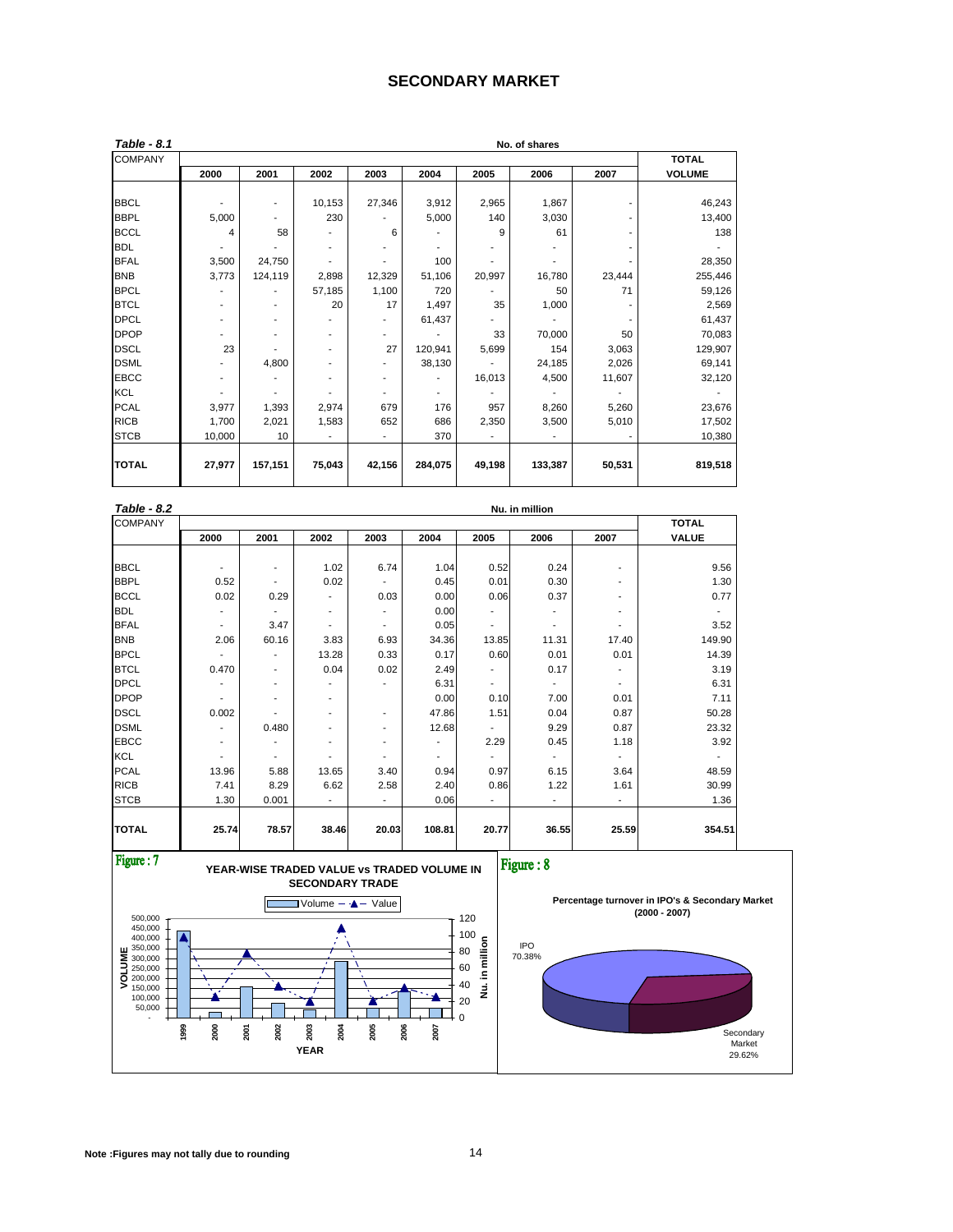# SECONDARY MARKET

***Table - 8.1*** — No. of shares

| COMPANY | 2000 | 2001 | 2002 | 2003 | 2004 | 2005 | 2006 | 2007 | TOTAL VOLUME |
|---|---|---|---|---|---|---|---|---|---|
| BBCL | - | - | 10,153 | 27,346 | 3,912 | 2,965 | 1,867 | - | 46,243 |
| BBPL | 5,000 | - | 230 | - | 5,000 | 140 | 3,030 | - | 13,400 |
| BCCL | 4 | 58 | - | 6 | - | 9 | 61 | - | 138 |
| BDL | - | - | - | - | - | - | - | - | - |
| BFAL | 3,500 | 24,750 | - | - | 100 | - | - | - | 28,350 |
| BNB | 3,773 | 124,119 | 2,898 | 12,329 | 51,106 | 20,997 | 16,780 | 23,444 | 255,446 |
| BPCL | - | - | 57,185 | 1,100 | 720 | - | 50 | 71 | 59,126 |
| BTCL | - | - | 20 | 17 | 1,497 | 35 | 1,000 | - | 2,569 |
| DPCL | - | - | - | - | 61,437 | - | - | - | 61,437 |
| DPOP | - | - | - | - | - | 33 | 70,000 | 50 | 70,083 |
| DSCL | 23 | - | - | 27 | 120,941 | 5,699 | 154 | 3,063 | 129,907 |
| DSML | - | 4,800 | - | - | 38,130 | - | 24,185 | 2,026 | 69,141 |
| EBCC | - | - | - | - | - | 16,013 | 4,500 | 11,607 | 32,120 |
| KCL | - | - | - | - | - | - | - | - | - |
| PCAL | 3,977 | 1,393 | 2,974 | 679 | 176 | 957 | 8,260 | 5,260 | 23,676 |
| RICB | 1,700 | 2,021 | 1,583 | 652 | 686 | 2,350 | 3,500 | 5,010 | 17,502 |
| STCB | 10,000 | 10 | - | - | 370 | - | - | - | 10,380 |
| **TOTAL** | **27,977** | **157,151** | **75,043** | **42,156** | **284,075** | **49,198** | **133,387** | **50,531** | **819,518** |

***Table - 8.2*** — Nu. in million

| COMPANY | 2000 | 2001 | 2002 | 2003 | 2004 | 2005 | 2006 | 2007 | TOTAL VALUE |
|---|---|---|---|---|---|---|---|---|---|
| BBCL | - | - | 1.02 | 6.74 | 1.04 | 0.52 | 0.24 | - | 9.56 |
| BBPL | 0.52 | - | 0.02 | - | 0.45 | 0.01 | 0.30 | - | 1.30 |
| BCCL | 0.02 | 0.29 | - | 0.03 | 0.00 | 0.06 | 0.37 | - | 0.77 |
| BDL | - | - | - | - | 0.00 | - | - | - | - |
| BFAL | - | 3.47 | - | - | 0.05 | - | - | - | 3.52 |
| BNB | 2.06 | 60.16 | 3.83 | 6.93 | 34.36 | 13.85 | 11.31 | 17.40 | 149.90 |
| BPCL | - | - | 13.28 | 0.33 | 0.17 | 0.60 | 0.01 | 0.01 | 14.39 |
| BTCL | 0.470 | - | 0.04 | 0.02 | 2.49 | - | 0.17 | - | 3.19 |
| DPCL | - | - | - | - | 6.31 | - | - | - | 6.31 |
| DPOP | - | - | - | | 0.00 | 0.10 | 7.00 | 0.01 | 7.11 |
| DSCL | 0.002 | - | - | - | 47.86 | 1.51 | 0.04 | 0.87 | 50.28 |
| DSML | - | 0.480 | - | - | 12.68 | - | 9.29 | 0.87 | 23.32 |
| EBCC | - | - | - | - | - | 2.29 | 0.45 | 1.18 | 3.92 |
| KCL | - | - | - | - | - | - | - | - | - |
| PCAL | 13.96 | 5.88 | 13.65 | 3.40 | 0.94 | 0.97 | 6.15 | 3.64 | 48.59 |
| RICB | 7.41 | 8.29 | 6.62 | 2.58 | 2.40 | 0.86 | 1.22 | 1.61 | 30.99 |
| STCB | 1.30 | 0.001 | - | - | 0.06 | - | - | - | 1.36 |
| **TOTAL** | **25.74** | **78.57** | **38.46** | **20.03** | **108.81** | **20.77** | **36.55** | **25.59** | **354.51** |

**Figure : 7**

**YEAR-WISE TRADED VALUE vs TRADED VOLUME IN SECONDARY TRADE**

**Figure : 8**

**Percentage turnover in IPO's & Secondary Market (2000 - 2007)**

IPO 70.38%

Secondary Market 29.62%

**Note :Figures may not tally due to rounding**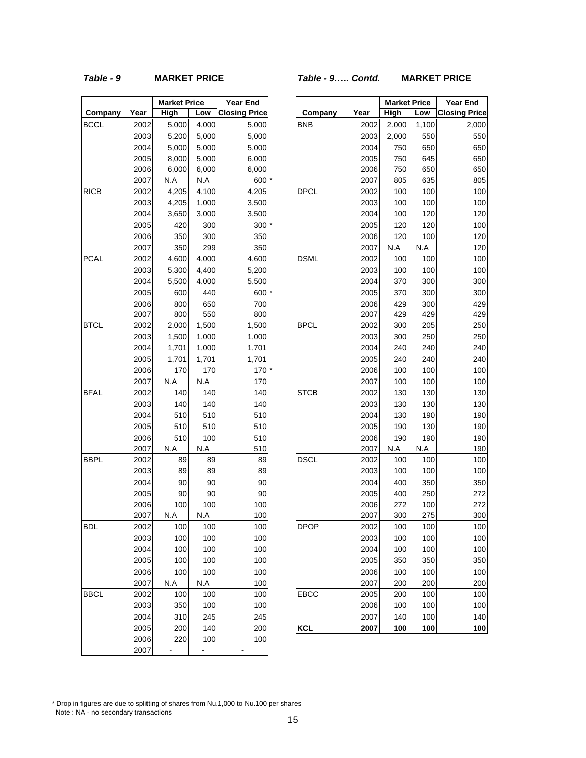### *Table - 9* MARKET PRICE

| Company | Year | Market Price High | Market Price Low | Year End Closing Price |
|---|---|---|---|---|
| BCCL | 2002 | 5,000 | 4,000 | 5,000 |
| | 2003 | 5,200 | 5,000 | 5,000 |
| | 2004 | 5,000 | 5,000 | 5,000 |
| | 2005 | 8,000 | 5,000 | 6,000 |
| | 2006 | 6,000 | 6,000 | 6,000 |
| | 2007 | N.A | N.A | 600 * |
| RICB | 2002 | 4,205 | 4,100 | 4,205 |
| | 2003 | 4,205 | 1,000 | 3,500 |
| | 2004 | 3,650 | 3,000 | 3,500 |
| | 2005 | 420 | 300 | 300 * |
| | 2006 | 350 | 300 | 350 |
| | 2007 | 350 | 299 | 350 |
| PCAL | 2002 | 4,600 | 4,000 | 4,600 |
| | 2003 | 5,300 | 4,400 | 5,200 |
| | 2004 | 5,500 | 4,000 | 5,500 |
| | 2005 | 600 | 440 | 600 * |
| | 2006 | 800 | 650 | 700 |
| | 2007 | 800 | 550 | 800 |
| BTCL | 2002 | 2,000 | 1,500 | 1,500 |
| | 2003 | 1,500 | 1,000 | 1,000 |
| | 2004 | 1,701 | 1,000 | 1,701 |
| | 2005 | 1,701 | 1,701 | 1,701 |
| | 2006 | 170 | 170 | 170 * |
| | 2007 | N.A | N.A | 170 |
| BFAL | 2002 | 140 | 140 | 140 |
| | 2003 | 140 | 140 | 140 |
| | 2004 | 510 | 510 | 510 |
| | 2005 | 510 | 510 | 510 |
| | 2006 | 510 | 100 | 510 |
| | 2007 | N.A | N.A | 510 |
| BBPL | 2002 | 89 | 89 | 89 |
| | 2003 | 89 | 89 | 89 |
| | 2004 | 90 | 90 | 90 |
| | 2005 | 90 | 90 | 90 |
| | 2006 | 100 | 100 | 100 |
| | 2007 | N.A | N.A | 100 |
| BDL | 2002 | 100 | 100 | 100 |
| | 2003 | 100 | 100 | 100 |
| | 2004 | 100 | 100 | 100 |
| | 2005 | 100 | 100 | 100 |
| | 2006 | 100 | 100 | 100 |
| | 2007 | N.A | N.A | 100 |
| BBCL | 2002 | 100 | 100 | 100 |
| | 2003 | 350 | 100 | 100 |
| | 2004 | 310 | 245 | 245 |
| | 2005 | 200 | 140 | 200 |
| | 2006 | 220 | 100 | 100 |
| | 2007 | - | - | - |

### *Table - 9….. Contd.* MARKET PRICE

| Company | Year | Market Price High | Market Price Low | Year End Closing Price |
|---|---|---|---|---|
| BNB | 2002 | 2,000 | 1,100 | 2,000 |
| | 2003 | 2,000 | 550 | 550 |
| | 2004 | 750 | 650 | 650 |
| | 2005 | 750 | 645 | 650 |
| | 2006 | 750 | 650 | 650 |
| | 2007 | 805 | 635 | 805 |
| DPCL | 2002 | 100 | 100 | 100 |
| | 2003 | 100 | 100 | 100 |
| | 2004 | 100 | 120 | 120 |
| | 2005 | 120 | 120 | 100 |
| | 2006 | 120 | 100 | 120 |
| | 2007 | N.A | N.A | 120 |
| DSML | 2002 | 100 | 100 | 100 |
| | 2003 | 100 | 100 | 100 |
| | 2004 | 370 | 300 | 300 |
| | 2005 | 370 | 300 | 300 |
| | 2006 | 429 | 300 | 429 |
| | 2007 | 429 | 429 | 429 |
| BPCL | 2002 | 300 | 205 | 250 |
| | 2003 | 300 | 250 | 250 |
| | 2004 | 240 | 240 | 240 |
| | 2005 | 240 | 240 | 240 |
| | 2006 | 100 | 100 | 100 |
| | 2007 | 100 | 100 | 100 |
| STCB | 2002 | 130 | 130 | 130 |
| | 2003 | 130 | 130 | 130 |
| | 2004 | 130 | 190 | 190 |
| | 2005 | 190 | 130 | 190 |
| | 2006 | 190 | 190 | 190 |
| | 2007 | N.A | N.A | 190 |
| DSCL | 2002 | 100 | 100 | 100 |
| | 2003 | 100 | 100 | 100 |
| | 2004 | 400 | 350 | 350 |
| | 2005 | 400 | 250 | 272 |
| | 2006 | 272 | 100 | 272 |
| | 2007 | 300 | 275 | 300 |
| DPOP | 2002 | 100 | 100 | 100 |
| | 2003 | 100 | 100 | 100 |
| | 2004 | 100 | 100 | 100 |
| | 2005 | 350 | 350 | 350 |
| | 2006 | 100 | 100 | 100 |
| | 2007 | 200 | 200 | 200 |
| EBCC | 2005 | 200 | 100 | 100 |
| | 2006 | 100 | 100 | 100 |
| | 2007 | 140 | 100 | 140 |
| **KCL** | **2007** | **100** | **100** | **100** |

\* Drop in figures are due to splitting of shares from Nu.1,000 to Nu.100 per shares
Note : NA - no secondary transactions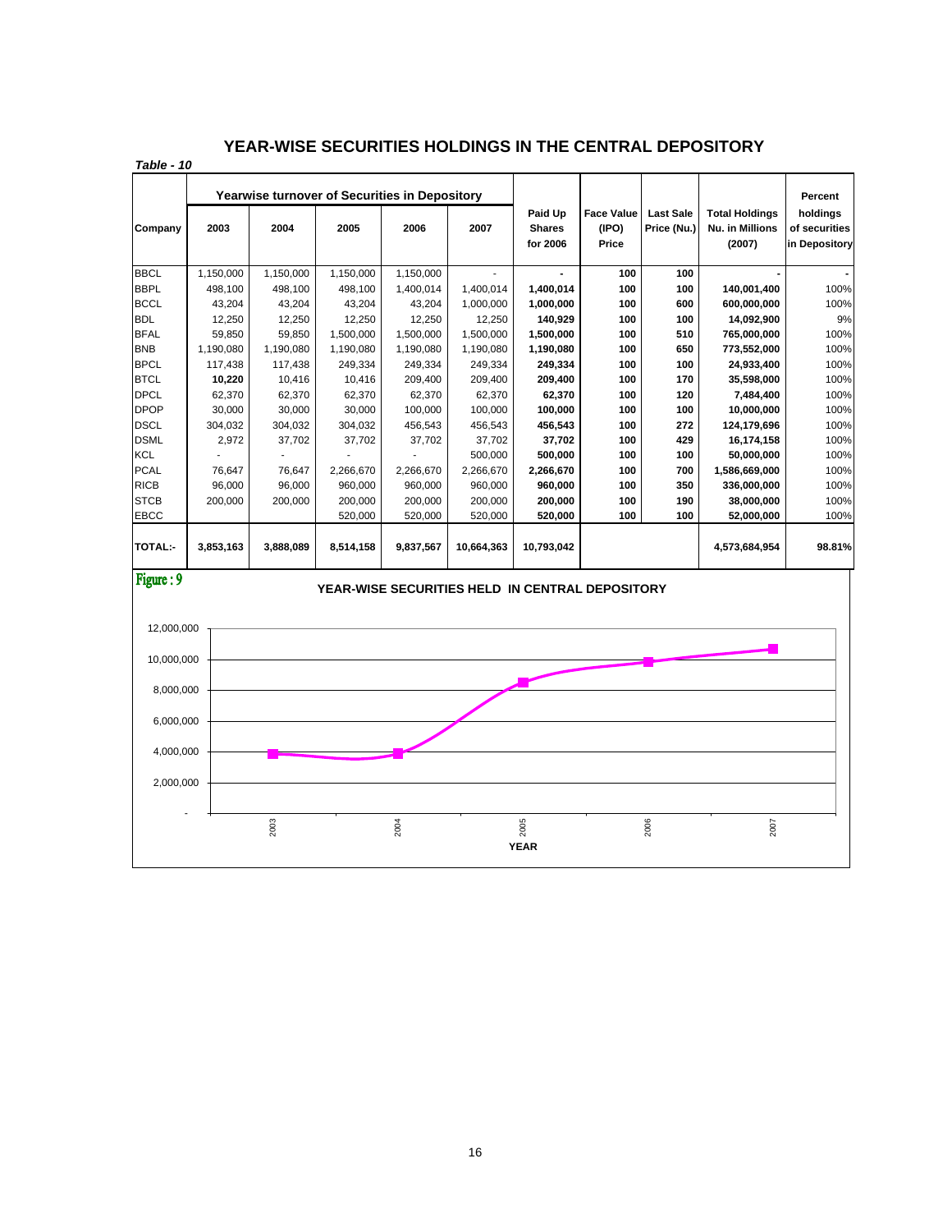# YEAR-WISE SECURITIES HOLDINGS IN THE CENTRAL DEPOSITORY

*Table - 10*

| Company | Yearwise turnover of Securities in Depository | | | | | Paid Up Shares for 2006 | Face Value (IPO) Price | Last Sale Price (Nu.) | Total Holdings Nu. in Millions (2007) | Percent holdings of securities in Depository |
|---|---|---|---|---|---|---|---|---|---|---|
| | 2003 | 2004 | 2005 | 2006 | 2007 | | | | | |
| BBCL | 1,150,000 | 1,150,000 | 1,150,000 | 1,150,000 | - | **-** | **100** | **100** | **-** | - |
| BBPL | 498,100 | 498,100 | 498,100 | 1,400,014 | 1,400,014 | **1,400,014** | **100** | **100** | **140,001,400** | 100% |
| BCCL | 43,204 | 43,204 | 43,204 | 43,204 | 1,000,000 | **1,000,000** | **100** | **600** | **600,000,000** | 100% |
| BDL | 12,250 | 12,250 | 12,250 | 12,250 | 12,250 | **140,929** | **100** | **100** | **14,092,900** | 9% |
| BFAL | 59,850 | 59,850 | 1,500,000 | 1,500,000 | 1,500,000 | **1,500,000** | **100** | **510** | **765,000,000** | 100% |
| BNB | 1,190,080 | 1,190,080 | 1,190,080 | 1,190,080 | 1,190,080 | **1,190,080** | **100** | **650** | **773,552,000** | 100% |
| BPCL | 117,438 | 117,438 | 249,334 | 249,334 | 249,334 | **249,334** | **100** | **100** | **24,933,400** | 100% |
| BTCL | **10,220** | 10,416 | 10,416 | 209,400 | 209,400 | **209,400** | **100** | **170** | **35,598,000** | 100% |
| DPCL | 62,370 | 62,370 | 62,370 | 62,370 | 62,370 | **62,370** | **100** | **120** | **7,484,400** | 100% |
| DPOP | 30,000 | 30,000 | 30,000 | 100,000 | 100,000 | **100,000** | **100** | **100** | **10,000,000** | 100% |
| DSCL | 304,032 | 304,032 | 304,032 | 456,543 | 456,543 | **456,543** | **100** | **272** | **124,179,696** | 100% |
| DSML | 2,972 | 37,702 | 37,702 | 37,702 | 37,702 | **37,702** | **100** | **429** | **16,174,158** | 100% |
| KCL | - | - | - | - | 500,000 | **500,000** | **100** | **100** | **50,000,000** | 100% |
| PCAL | 76,647 | 76,647 | 2,266,670 | 2,266,670 | 2,266,670 | **2,266,670** | **100** | **700** | **1,586,669,000** | 100% |
| RICB | 96,000 | 96,000 | 960,000 | 960,000 | 960,000 | **960,000** | **100** | **350** | **336,000,000** | 100% |
| STCB | 200,000 | 200,000 | 200,000 | 200,000 | 200,000 | **200,000** | **100** | **190** | **38,000,000** | 100% |
| EBCC | | | 520,000 | 520,000 | 520,000 | **520,000** | **100** | **100** | **52,000,000** | 100% |
| **TOTAL:-** | **3,853,163** | **3,888,089** | **8,514,158** | **9,837,567** | **10,664,363** | **10,793,042** | | | **4,573,684,954** | **98.81%** |

**Figure : 9**

**YEAR-WISE SECURITIES HELD IN CENTRAL DEPOSITORY**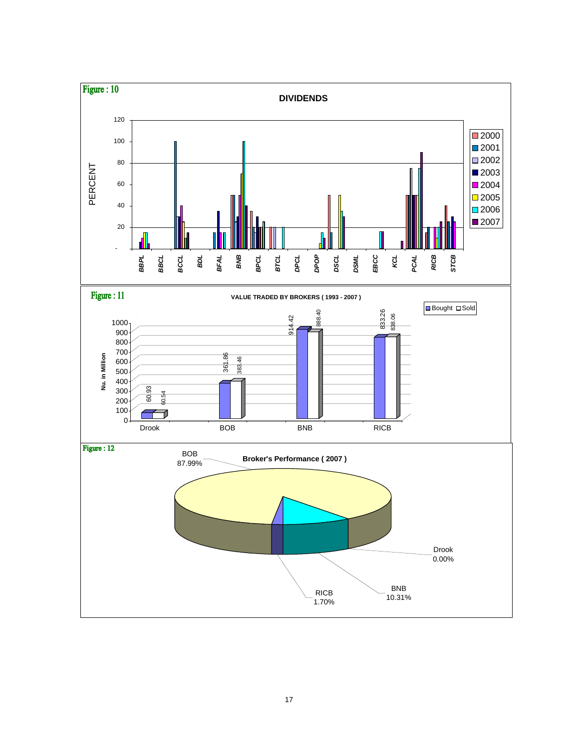**Figure : 10**

**DIVIDENDS**

**Figure : 11**

**VALUE TRADED BY BROKERS ( 1993 - 2007 )**

| Broker | Bought (Nu. in Million) | Sold (Nu. in Million) |
|---|---|---|
| Drook | 60.93 | 60.54 |
| BOB | 361.86 | 383.46 |
| BNB | 914.42 | 888.40 |
| RICB | 833.26 | 838.06 |

**Figure : 12**

**Broker's Performance ( 2007 )**

| Broker | Share |
|---|---|
| BOB | 87.99% |
| BNB | 10.31% |
| RICB | 1.70% |
| Drook | 0.00% |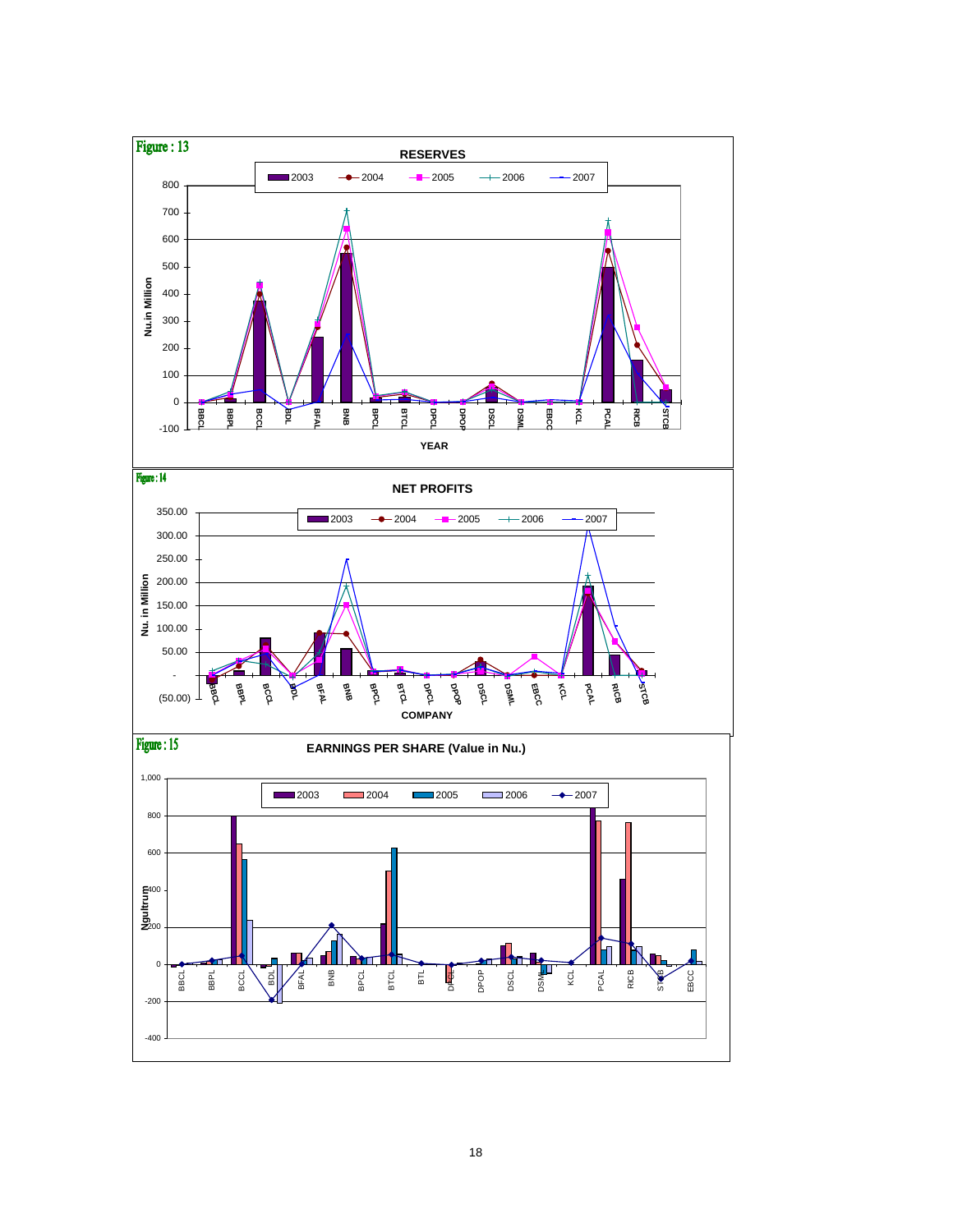**Figure : 13**

**RESERVES**

Legend: 2003, 2004, 2005, 2006, 2007

Y-axis: Nu.in Million (-100 to 800)

X-axis: YEAR — BBCL, BBPL, BCCL, BDL, BFAL, BNB, BPCL, BTCL, DPCL, DPOP, DSCL, DSML, EBCC, KCL, PCAL, RICB, STCB

**Figure : 14**

**NET PROFITS**

Legend: 2003, 2004, 2005, 2006, 2007

Y-axis: Nu. in Million ((50.00) to 350.00)

X-axis: COMPANY — BBCL, BBPL, BCCL, BDL, BFAL, BNB, BPCL, BTCL, DPCL, DPOP, DSCL, DSML, EBCC, KCL, PCAL, RICB, STCB

**Figure : 15**

**EARNINGS PER SHARE (Value in Nu.)**

Legend: 2003, 2004, 2005, 2006, 2007

Y-axis: Ngultrum (-400 to 1,000)

X-axis: BBCL, BBPL, BCCL, BDL, BFAL, BNB, BPCL, BTCL, BTL, DPCL, DPOP, DSCL, DSML, KCL, PCAL, RICB, STCB, EBCC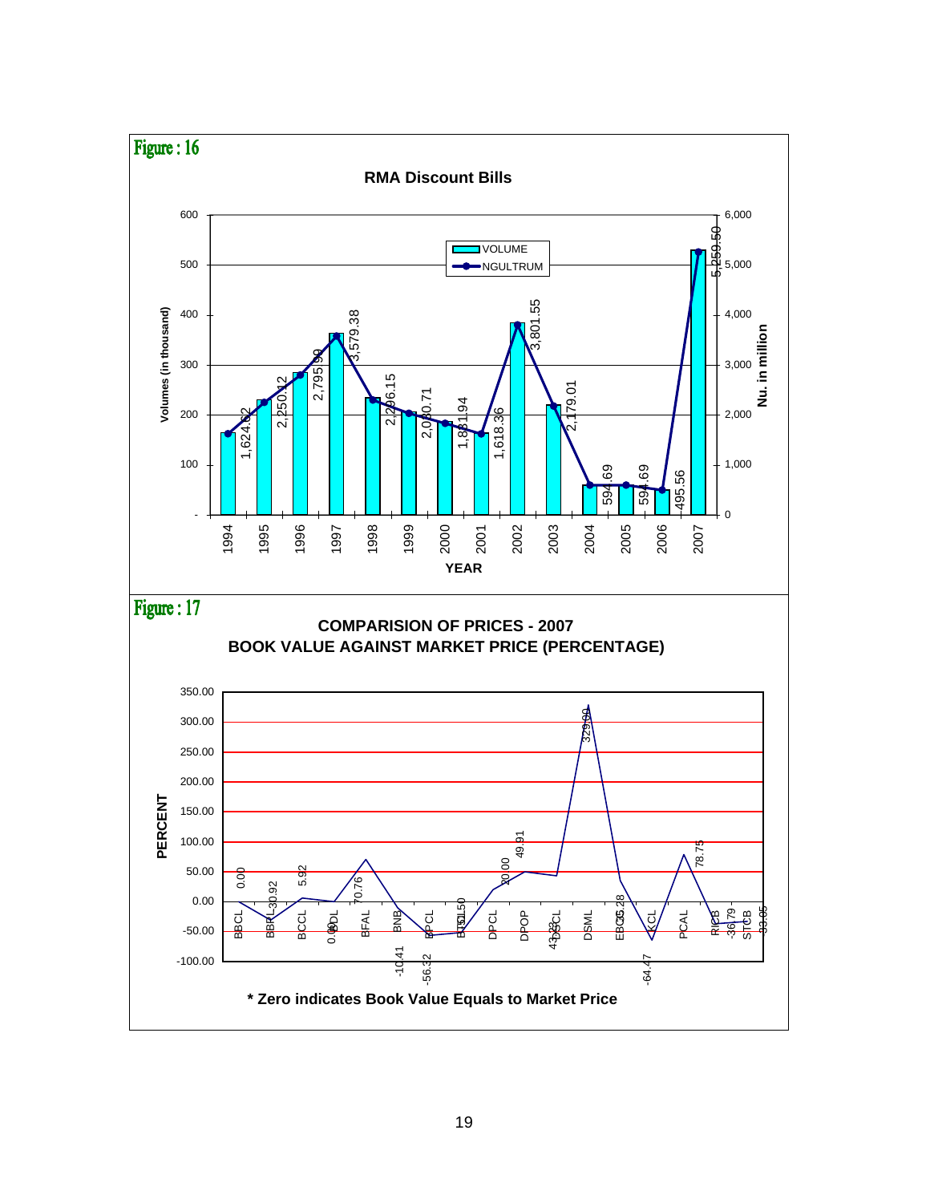Figure : 16

**RMA Discount Bills**

| YEAR | NGULTRUM (Nu. in million) |
|---|---|
| 1994 | 1,624.62 |
| 1995 | 2,250.12 |
| 1996 | 2,795.90 |
| 1997 | 3,579.38 |
| 1998 | 2,296.15 |
| 1999 | 2,030.71 |
| 2000 | 1,831.94 |
| 2001 | 1,618.36 |
| 2002 | 3,801.55 |
| 2003 | 2,179.01 |
| 2004 | 594.69 |
| 2005 | 594.69 |
| 2006 | 495.56 |
| 2007 | 5,259.50 |

Legend: VOLUME; NGULTRUM. Left axis: Volumes (in thousand). Right axis: Nu. in million.

Figure : 17

**COMPARISION OF PRICES - 2007**
**BOOK VALUE AGAINST MARKET PRICE (PERCENTAGE)**

| Company | Percent |
|---|---|
| BBCL | 0.00 |
| BBPL | -30.92 |
| BCCL | 5.92 |
| BDL | 0.00 |
| BFAL | 70.76 |
| BNB | -10.41 |
| BPCL | -56.32 |
| BTCL | -51.50 |
| DPCL | 20.00 |
| DPOP | 49.91 |
| DSCL | 43.33 |
| DSML | 329.00 |
| EBCL | 35.28 |
| KCL | -64.47 |
| PCAL | 78.75 |
| RICB | -36.79 |
| STCB | -33.05 |

**\* Zero indicates Book Value Equals to Market Price**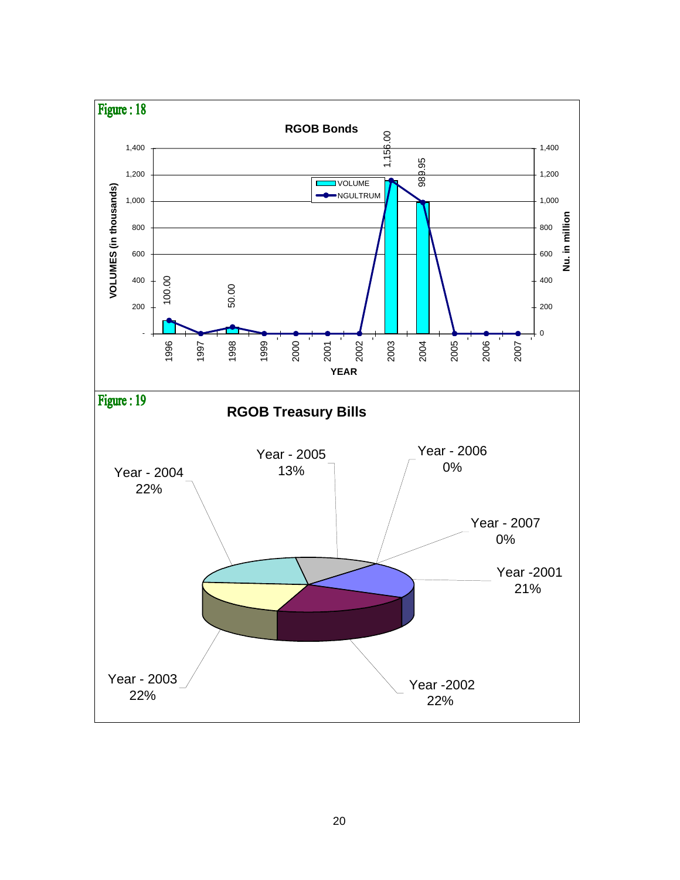Figure : 18

**RGOB Bonds**

| YEAR | VOLUME | NGULTRUM |
|---|---|---|
| 1996 | 100.00 | 100.00 |
| 1997 | | |
| 1998 | 50.00 | 50.00 |
| 1999 | | |
| 2000 | | |
| 2001 | | |
| 2002 | | |
| 2003 | 1,156.00 | 1,156.00 |
| 2004 | 989.95 | 989.95 |
| 2005 | | |
| 2006 | | |
| 2007 | | |

VOLUMES (in thousands) — Nu. in million

Figure : 19

**RGOB Treasury Bills**

- Year - 2001: 21%
- Year - 2002: 22%
- Year - 2003: 22%
- Year - 2004: 22%
- Year - 2005: 13%
- Year - 2006: 0%
- Year - 2007: 0%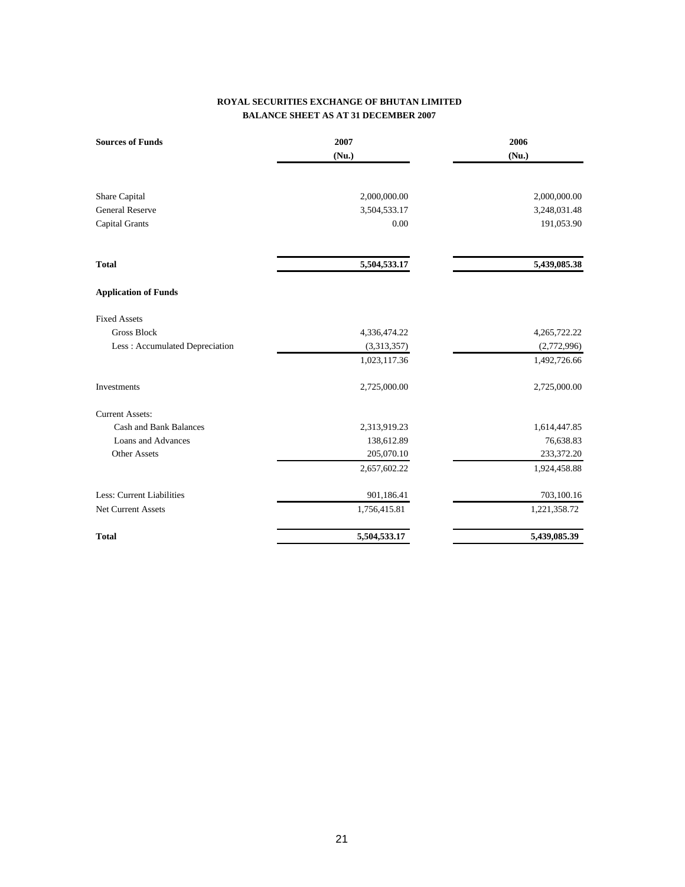**ROYAL SECURITIES EXCHANGE OF BHUTAN LIMITED**
**BALANCE SHEET AS AT 31 DECEMBER 2007**

| **Sources of Funds** | **2007 (Nu.)** | **2006 (Nu.)** |
|---|---|---|
| Share Capital | 2,000,000.00 | 2,000,000.00 |
| General Reserve | 3,504,533.17 | 3,248,031.48 |
| Capital Grants | 0.00 | 191,053.90 |
| **Total** | **5,504,533.17** | **5,439,085.38** |
| **Application of Funds** | | |
| Fixed Assets | | |
| Gross Block | 4,336,474.22 | 4,265,722.22 |
| Less : Accumulated Depreciation | (3,313,357) | (2,772,996) |
| | 1,023,117.36 | 1,492,726.66 |
| Investments | 2,725,000.00 | 2,725,000.00 |
| Current Assets: | | |
| Cash and Bank Balances | 2,313,919.23 | 1,614,447.85 |
| Loans and Advances | 138,612.89 | 76,638.83 |
| Other Assets | 205,070.10 | 233,372.20 |
| | 2,657,602.22 | 1,924,458.88 |
| Less: Current Liabilities | 901,186.41 | 703,100.16 |
| Net Current Assets | 1,756,415.81 | 1,221,358.72 |
| **Total** | **5,504,533.17** | **5,439,085.39** |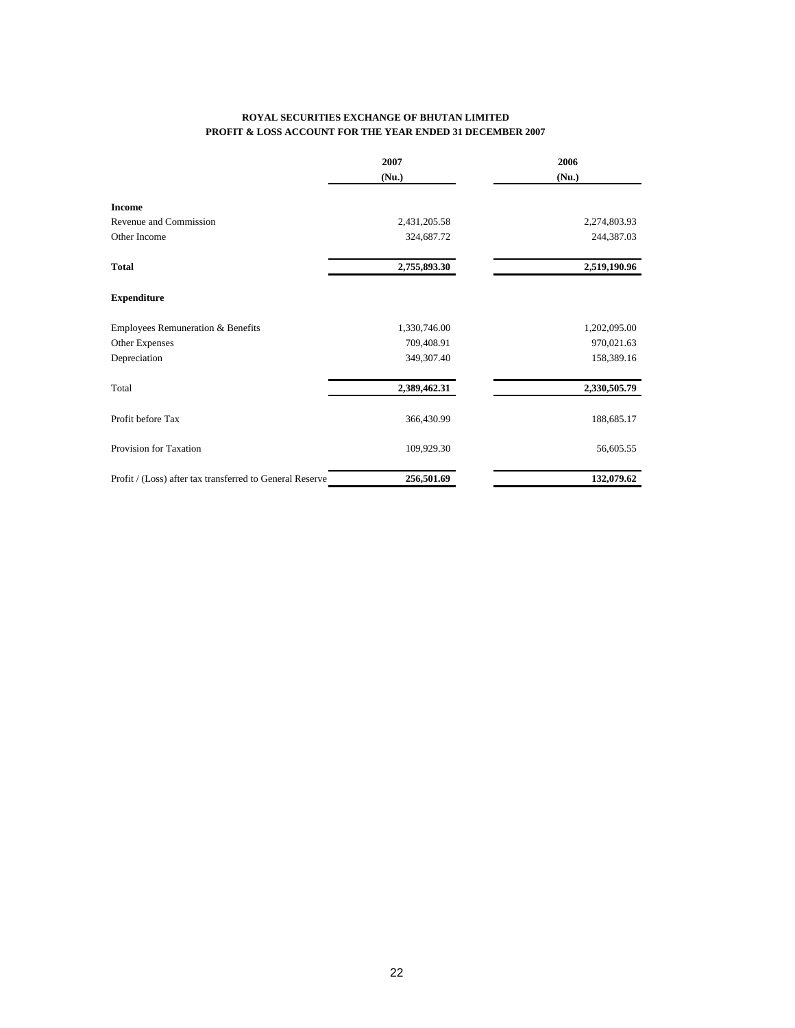**ROYAL SECURITIES EXCHANGE OF BHUTAN LIMITED**
**PROFIT & LOSS ACCOUNT FOR THE YEAR ENDED 31 DECEMBER 2007**

| | 2007 (Nu.) | 2006 (Nu.) |
|---|---|---|
| **Income** | | |
| Revenue and Commission | 2,431,205.58 | 2,274,803.93 |
| Other Income | 324,687.72 | 244,387.03 |
| **Total** | **2,755,893.30** | **2,519,190.96** |
| **Expenditure** | | |
| Employees Remuneration & Benefits | 1,330,746.00 | 1,202,095.00 |
| Other Expenses | 709,408.91 | 970,021.63 |
| Depreciation | 349,307.40 | 158,389.16 |
| Total | **2,389,462.31** | **2,330,505.79** |
| Profit before Tax | 366,430.99 | 188,685.17 |
| Provision for Taxation | 109,929.30 | 56,605.55 |
| Profit / (Loss) after tax transferred to General Reserve | **256,501.69** | **132,079.62** |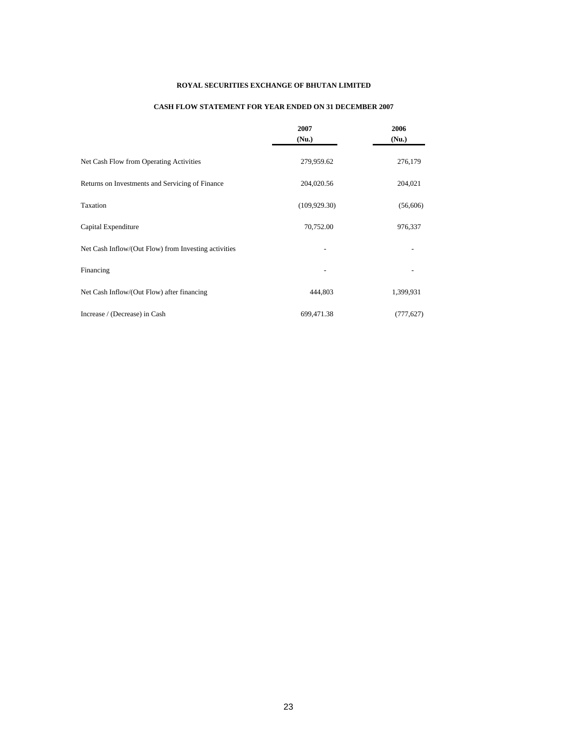**ROYAL SECURITIES EXCHANGE OF BHUTAN LIMITED**

**CASH FLOW STATEMENT FOR YEAR ENDED ON 31 DECEMBER 2007**

| | 2007 (Nu.) | 2006 (Nu.) |
|---|---|---|
| Net Cash Flow from Operating Activities | 279,959.62 | 276,179 |
| Returns on Investments and Servicing of Finance | 204,020.56 | 204,021 |
| Taxation | (109,929.30) | (56,606) |
| Capital Expenditure | 70,752.00 | 976,337 |
| Net Cash Inflow/(Out Flow) from Investing activities | - | - |
| Financing | - | - |
| Net Cash Inflow/(Out Flow) after financing | 444,803 | 1,399,931 |
| Increase / (Decrease) in Cash | 699,471.38 | (777,627) |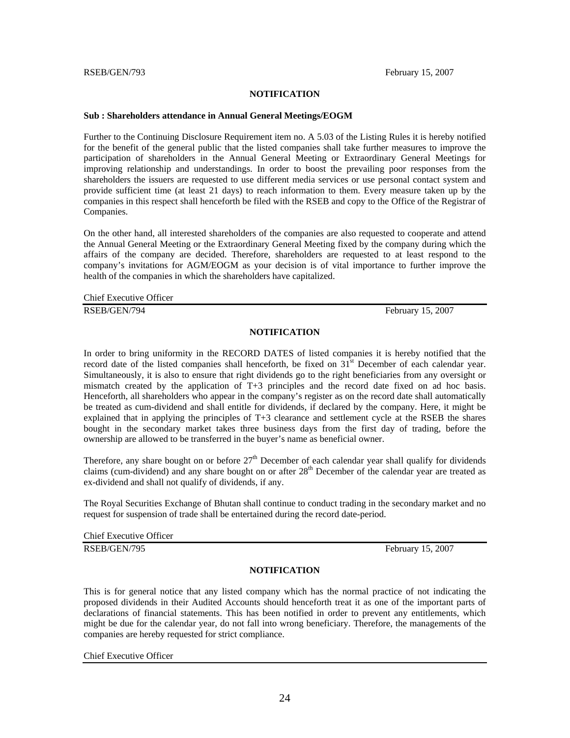RSEB/GEN/793 February 15, 2007

**NOTIFICATION**

**Sub : Shareholders attendance in Annual General Meetings/EOGM**

Further to the Continuing Disclosure Requirement item no. A 5.03 of the Listing Rules it is hereby notified for the benefit of the general public that the listed companies shall take further measures to improve the participation of shareholders in the Annual General Meeting or Extraordinary General Meetings for improving relationship and understandings. In order to boost the prevailing poor responses from the shareholders the issuers are requested to use different media services or use personal contact system and provide sufficient time (at least 21 days) to reach information to them. Every measure taken up by the companies in this respect shall henceforth be filed with the RSEB and copy to the Office of the Registrar of Companies.

On the other hand, all interested shareholders of the companies are also requested to cooperate and attend the Annual General Meeting or the Extraordinary General Meeting fixed by the company during which the affairs of the company are decided. Therefore, shareholders are requested to at least respond to the company's invitations for AGM/EOGM as your decision is of vital importance to further improve the health of the companies in which the shareholders have capitalized.

Chief Executive Officer

---

RSEB/GEN/794 February 15, 2007

**NOTIFICATION**

In order to bring uniformity in the RECORD DATES of listed companies it is hereby notified that the record date of the listed companies shall henceforth, be fixed on 31st December of each calendar year. Simultaneously, it is also to ensure that right dividends go to the right beneficiaries from any oversight or mismatch created by the application of T+3 principles and the record date fixed on ad hoc basis. Henceforth, all shareholders who appear in the company's register as on the record date shall automatically be treated as cum-dividend and shall entitle for dividends, if declared by the company. Here, it might be explained that in applying the principles of T+3 clearance and settlement cycle at the RSEB the shares bought in the secondary market takes three business days from the first day of trading, before the ownership are allowed to be transferred in the buyer's name as beneficial owner.

Therefore, any share bought on or before 27th December of each calendar year shall qualify for dividends claims (cum-dividend) and any share bought on or after 28th December of the calendar year are treated as ex-dividend and shall not qualify of dividends, if any.

The Royal Securities Exchange of Bhutan shall continue to conduct trading in the secondary market and no request for suspension of trade shall be entertained during the record date-period.

Chief Executive Officer

---

RSEB/GEN/795 February 15, 2007

**NOTIFICATION**

This is for general notice that any listed company which has the normal practice of not indicating the proposed dividends in their Audited Accounts should henceforth treat it as one of the important parts of declarations of financial statements. This has been notified in order to prevent any entitlements, which might be due for the calendar year, do not fall into wrong beneficiary. Therefore, the managements of the companies are hereby requested for strict compliance.

Chief Executive Officer